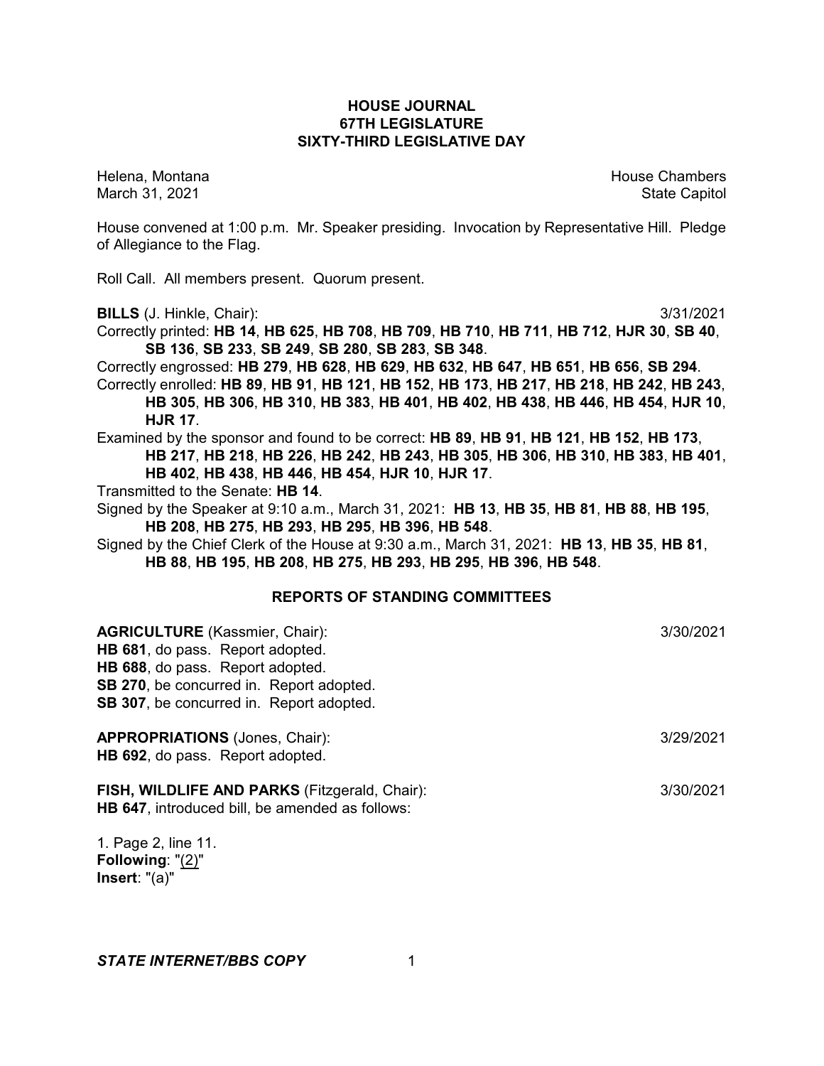# HOUSE JOURNAL
## 67TH LEGISLATURE
## SIXTY-THIRD LEGISLATIVE DAY

Helena, Montana | House Chambers
March 31, 2021 | State Capitol

House convened at 1:00 p.m. Mr. Speaker presiding. Invocation by Representative Hill. Pledge of Allegiance to the Flag.

Roll Call. All members present. Quorum present.

**BILLS** (J. Hinkle, Chair): 3/31/2021

Correctly printed: **HB 14**, **HB 625**, **HB 708**, **HB 709**, **HB 710**, **HB 711**, **HB 712**, **HJR 30**, **SB 40**, **SB 136**, **SB 233**, **SB 249**, **SB 280**, **SB 283**, **SB 348**.

Correctly engrossed: **HB 279**, **HB 628**, **HB 629**, **HB 632**, **HB 647**, **HB 651**, **HB 656**, **SB 294**.

Correctly enrolled: **HB 89**, **HB 91**, **HB 121**, **HB 152**, **HB 173**, **HB 217**, **HB 218**, **HB 242**, **HB 243**, **HB 305**, **HB 306**, **HB 310**, **HB 383**, **HB 401**, **HB 402**, **HB 438**, **HB 446**, **HB 454**, **HJR 10**, **HJR 17**.

Examined by the sponsor and found to be correct: **HB 89**, **HB 91**, **HB 121**, **HB 152**, **HB 173**, **HB 217**, **HB 218**, **HB 226**, **HB 242**, **HB 243**, **HB 305**, **HB 306**, **HB 310**, **HB 383**, **HB 401**, **HB 402**, **HB 438**, **HB 446**, **HB 454**, **HJR 10**, **HJR 17**.

Transmitted to the Senate: **HB 14**.

Signed by the Speaker at 9:10 a.m., March 31, 2021: **HB 13**, **HB 35**, **HB 81**, **HB 88**, **HB 195**, **HB 208**, **HB 275**, **HB 293**, **HB 295**, **HB 396**, **HB 548**.

Signed by the Chief Clerk of the House at 9:30 a.m., March 31, 2021: **HB 13**, **HB 35**, **HB 81**, **HB 88**, **HB 195**, **HB 208**, **HB 275**, **HB 293**, **HB 295**, **HB 396**, **HB 548**.

## REPORTS OF STANDING COMMITTEES

**AGRICULTURE** (Kassmier, Chair): 3/30/2021

**HB 681**, do pass. Report adopted.

**HB 688**, do pass. Report adopted.

**SB 270**, be concurred in. Report adopted.

**SB 307**, be concurred in. Report adopted.

**APPROPRIATIONS** (Jones, Chair): 3/29/2021

**HB 692**, do pass. Report adopted.

**FISH, WILDLIFE AND PARKS** (Fitzgerald, Chair): 3/30/2021

**HB 647**, introduced bill, be amended as follows:

1. Page 2, line 11.
**Following**: "(2)"
**Insert**: "(a)"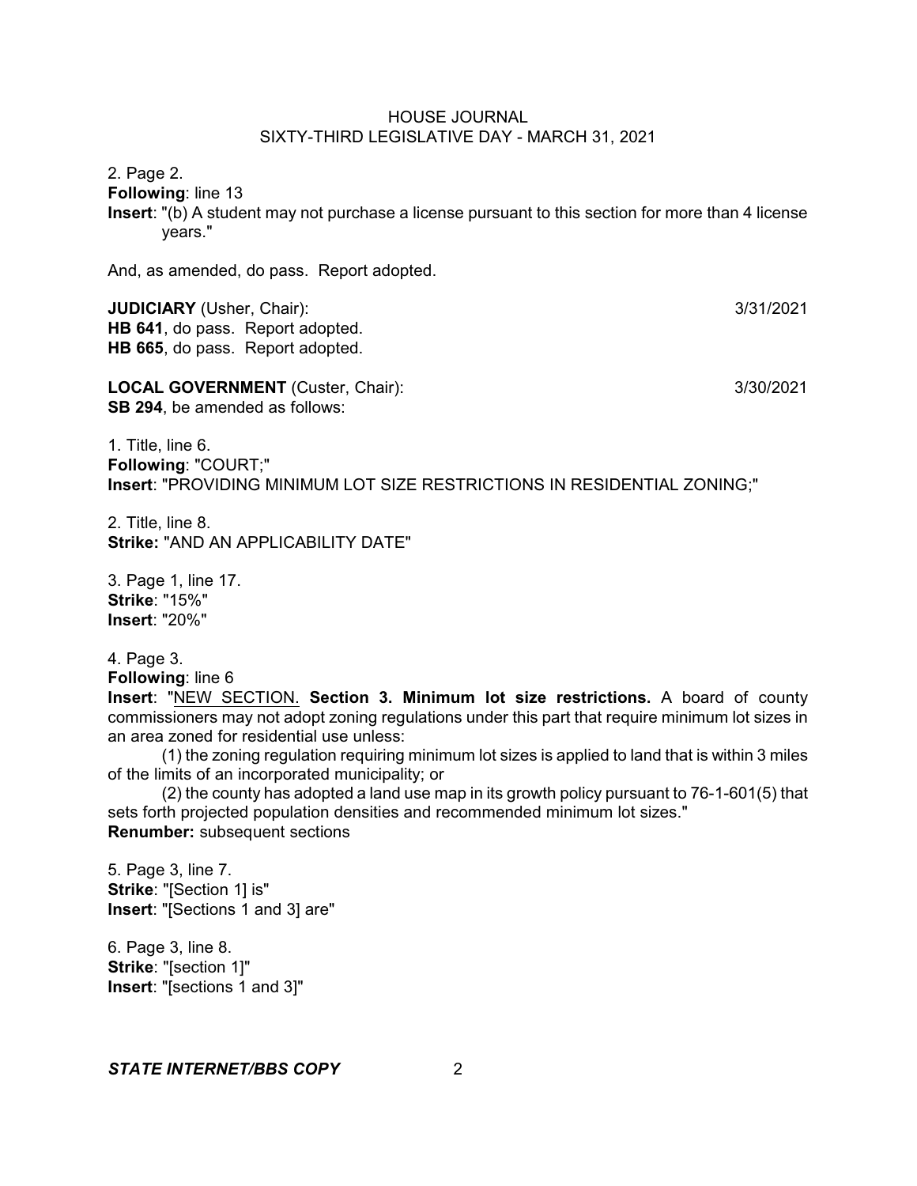2. Page 2.

**Following**: line 13

**Insert**: "(b) A student may not purchase a license pursuant to this section for more than 4 license years."

And, as amended, do pass. Report adopted.

**JUDICIARY** (Usher, Chair): 3/31/2021

**HB 641**, do pass. Report adopted.

**HB 665**, do pass. Report adopted.

**LOCAL GOVERNMENT** (Custer, Chair): 3/30/2021

**SB 294**, be amended as follows:

1. Title, line 6.

**Following**: "COURT;"

**Insert**: "PROVIDING MINIMUM LOT SIZE RESTRICTIONS IN RESIDENTIAL ZONING;"

2. Title, line 8.

**Strike:** "AND AN APPLICABILITY DATE"

3. Page 1, line 17.

**Strike**: "15%"

**Insert**: "20%"

4. Page 3.

**Following**: line 6

**Insert**: "NEW SECTION. **Section 3. Minimum lot size restrictions.** A board of county commissioners may not adopt zoning regulations under this part that require minimum lot sizes in an area zoned for residential use unless:

(1) the zoning regulation requiring minimum lot sizes is applied to land that is within 3 miles of the limits of an incorporated municipality; or

(2) the county has adopted a land use map in its growth policy pursuant to 76-1-601(5) that sets forth projected population densities and recommended minimum lot sizes."

**Renumber:** subsequent sections

5. Page 3, line 7.

**Strike**: "[Section 1] is"

**Insert**: "[Sections 1 and 3] are"

6. Page 3, line 8.

**Strike**: "[section 1]"

**Insert**: "[sections 1 and 3]"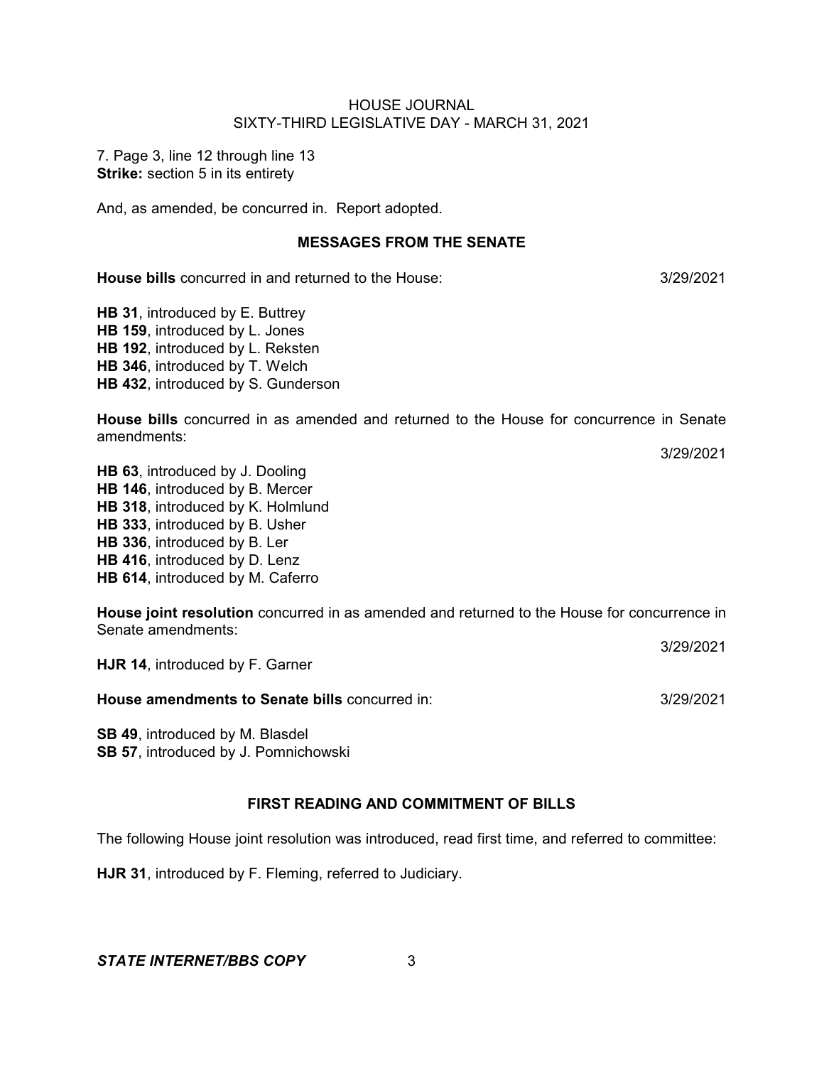7. Page 3, line 12 through line 13
**Strike:** section 5 in its entirety

And, as amended, be concurred in. Report adopted.

## MESSAGES FROM THE SENATE

**House bills** concurred in and returned to the House: 3/29/2021

**HB 31**, introduced by E. Buttrey
**HB 159**, introduced by L. Jones
**HB 192**, introduced by L. Reksten
**HB 346**, introduced by T. Welch
**HB 432**, introduced by S. Gunderson

**House bills** concurred in as amended and returned to the House for concurrence in Senate amendments:
3/29/2021

**HB 63**, introduced by J. Dooling
**HB 146**, introduced by B. Mercer
**HB 318**, introduced by K. Holmlund
**HB 333**, introduced by B. Usher
**HB 336**, introduced by B. Ler
**HB 416**, introduced by D. Lenz
**HB 614**, introduced by M. Caferro

**House joint resolution** concurred in as amended and returned to the House for concurrence in Senate amendments:
3/29/2021

**HJR 14**, introduced by F. Garner

**House amendments to Senate bills** concurred in: 3/29/2021

**SB 49**, introduced by M. Blasdel
**SB 57**, introduced by J. Pomnichowski

## FIRST READING AND COMMITMENT OF BILLS

The following House joint resolution was introduced, read first time, and referred to committee:

**HJR 31**, introduced by F. Fleming, referred to Judiciary.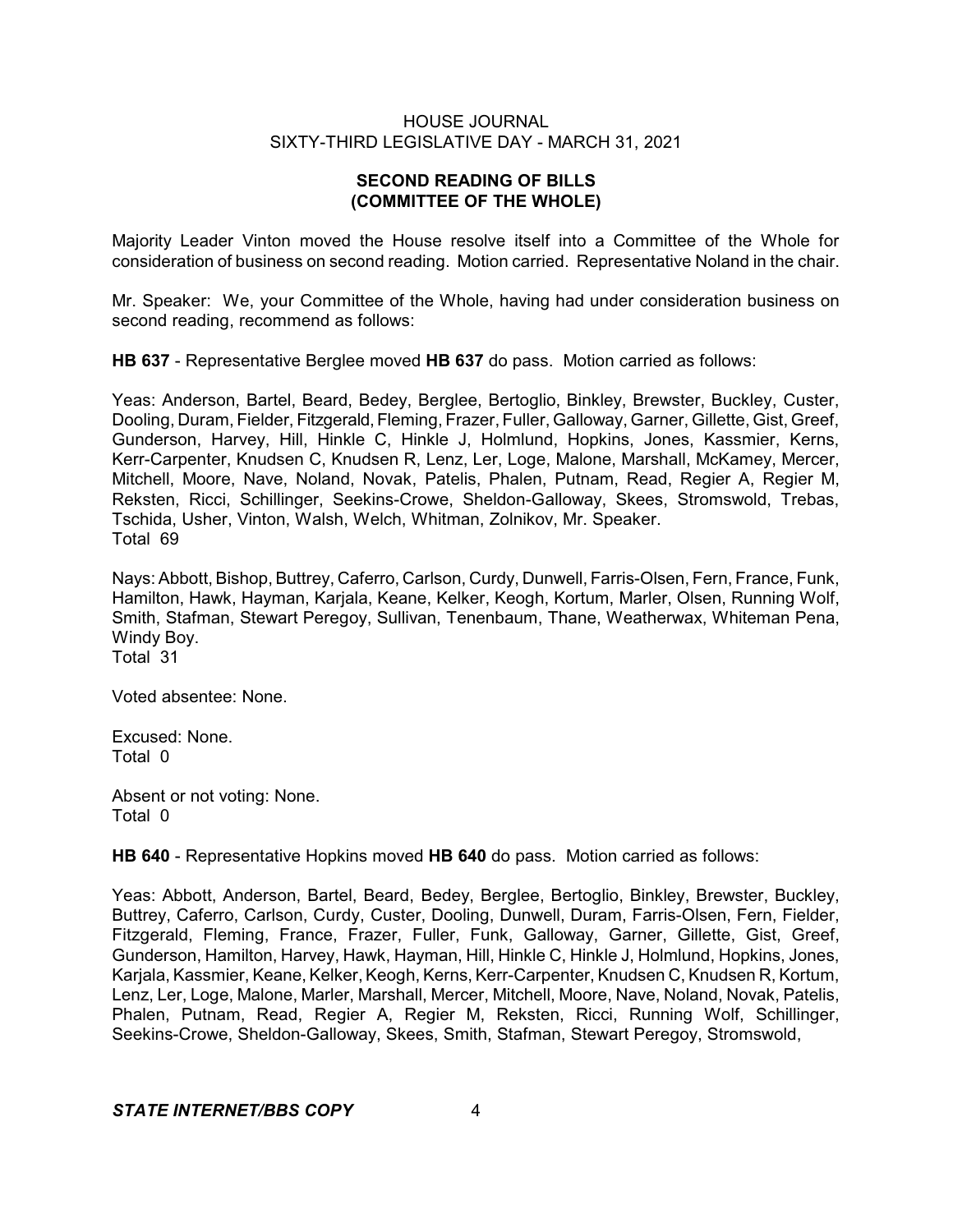## SECOND READING OF BILLS
## (COMMITTEE OF THE WHOLE)

Majority Leader Vinton moved the House resolve itself into a Committee of the Whole for consideration of business on second reading. Motion carried. Representative Noland in the chair.

Mr. Speaker: We, your Committee of the Whole, having had under consideration business on second reading, recommend as follows:

**HB 637** - Representative Berglee moved **HB 637** do pass. Motion carried as follows:

Yeas: Anderson, Bartel, Beard, Bedey, Berglee, Bertoglio, Binkley, Brewster, Buckley, Custer, Dooling, Duram, Fielder, Fitzgerald, Fleming, Frazer, Fuller, Galloway, Garner, Gillette, Gist, Greef, Gunderson, Harvey, Hill, Hinkle C, Hinkle J, Holmlund, Hopkins, Jones, Kassmier, Kerns, Kerr-Carpenter, Knudsen C, Knudsen R, Lenz, Ler, Loge, Malone, Marshall, McKamey, Mercer, Mitchell, Moore, Nave, Noland, Novak, Patelis, Phalen, Putnam, Read, Regier A, Regier M, Reksten, Ricci, Schillinger, Seekins-Crowe, Sheldon-Galloway, Skees, Stromswold, Trebas, Tschida, Usher, Vinton, Walsh, Welch, Whitman, Zolnikov, Mr. Speaker.
Total 69

Nays: Abbott, Bishop, Buttrey, Caferro, Carlson, Curdy, Dunwell, Farris-Olsen, Fern, France, Funk, Hamilton, Hawk, Hayman, Karjala, Keane, Kelker, Keogh, Kortum, Marler, Olsen, Running Wolf, Smith, Stafman, Stewart Peregoy, Sullivan, Tenenbaum, Thane, Weatherwax, Whiteman Pena, Windy Boy.
Total 31

Voted absentee: None.

Excused: None.
Total 0

Absent or not voting: None.
Total 0

**HB 640** - Representative Hopkins moved **HB 640** do pass. Motion carried as follows:

Yeas: Abbott, Anderson, Bartel, Beard, Bedey, Berglee, Bertoglio, Binkley, Brewster, Buckley, Buttrey, Caferro, Carlson, Curdy, Custer, Dooling, Dunwell, Duram, Farris-Olsen, Fern, Fielder, Fitzgerald, Fleming, France, Frazer, Fuller, Funk, Galloway, Garner, Gillette, Gist, Greef, Gunderson, Hamilton, Harvey, Hawk, Hayman, Hill, Hinkle C, Hinkle J, Holmlund, Hopkins, Jones, Karjala, Kassmier, Keane, Kelker, Keogh, Kerns, Kerr-Carpenter, Knudsen C, Knudsen R, Kortum, Lenz, Ler, Loge, Malone, Marler, Marshall, Mercer, Mitchell, Moore, Nave, Noland, Novak, Patelis, Phalen, Putnam, Read, Regier A, Regier M, Reksten, Ricci, Running Wolf, Schillinger, Seekins-Crowe, Sheldon-Galloway, Skees, Smith, Stafman, Stewart Peregoy, Stromswold,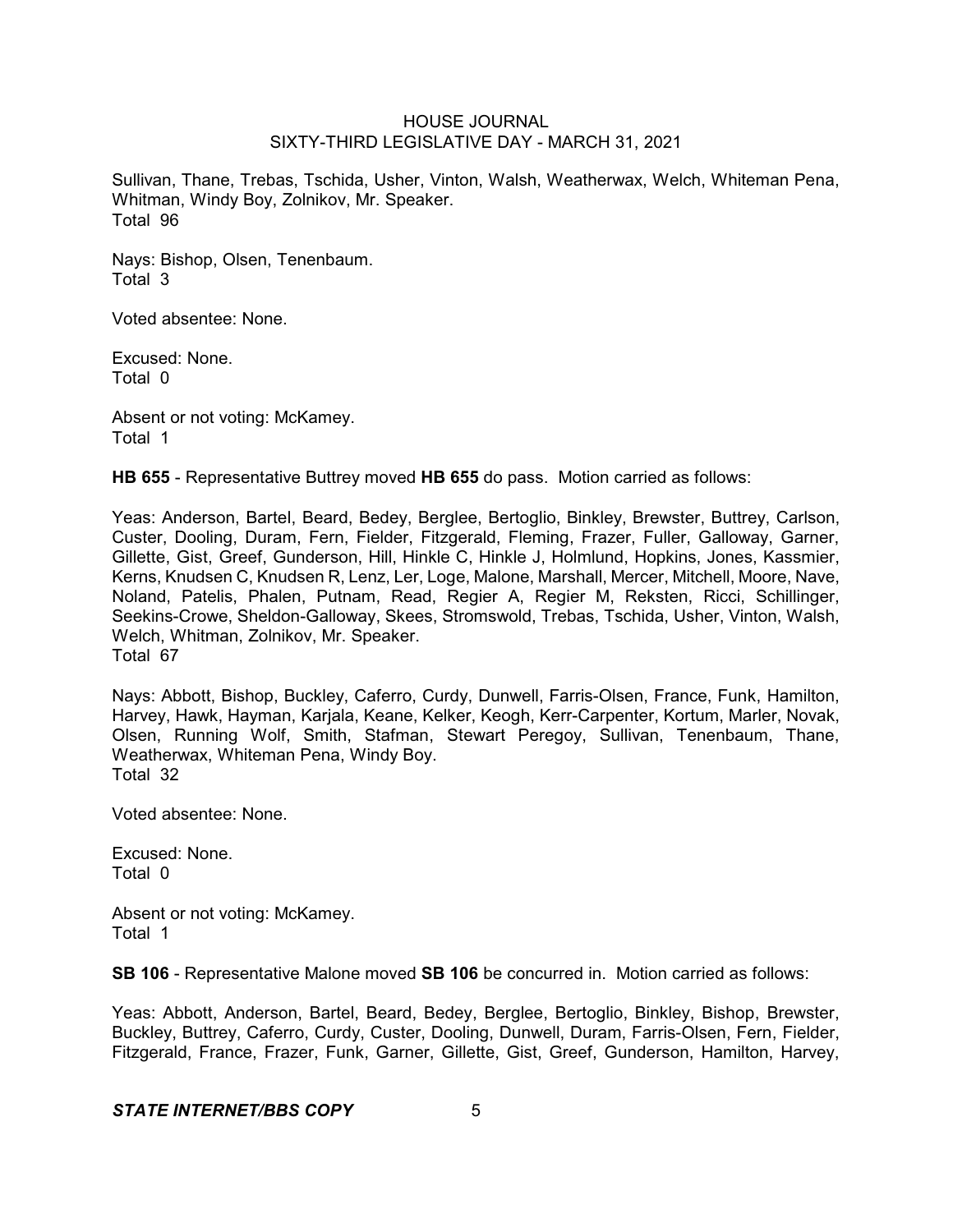Sullivan, Thane, Trebas, Tschida, Usher, Vinton, Walsh, Weatherwax, Welch, Whiteman Pena, Whitman, Windy Boy, Zolnikov, Mr. Speaker.
Total 96

Nays: Bishop, Olsen, Tenenbaum.
Total 3

Voted absentee: None.

Excused: None.
Total 0

Absent or not voting: McKamey.
Total 1

**HB 655** - Representative Buttrey moved **HB 655** do pass. Motion carried as follows:

Yeas: Anderson, Bartel, Beard, Bedey, Berglee, Bertoglio, Binkley, Brewster, Buttrey, Carlson, Custer, Dooling, Duram, Fern, Fielder, Fitzgerald, Fleming, Frazer, Fuller, Galloway, Garner, Gillette, Gist, Greef, Gunderson, Hill, Hinkle C, Hinkle J, Holmlund, Hopkins, Jones, Kassmier, Kerns, Knudsen C, Knudsen R, Lenz, Ler, Loge, Malone, Marshall, Mercer, Mitchell, Moore, Nave, Noland, Patelis, Phalen, Putnam, Read, Regier A, Regier M, Reksten, Ricci, Schillinger, Seekins-Crowe, Sheldon-Galloway, Skees, Stromswold, Trebas, Tschida, Usher, Vinton, Walsh, Welch, Whitman, Zolnikov, Mr. Speaker.
Total 67

Nays: Abbott, Bishop, Buckley, Caferro, Curdy, Dunwell, Farris-Olsen, France, Funk, Hamilton, Harvey, Hawk, Hayman, Karjala, Keane, Kelker, Keogh, Kerr-Carpenter, Kortum, Marler, Novak, Olsen, Running Wolf, Smith, Stafman, Stewart Peregoy, Sullivan, Tenenbaum, Thane, Weatherwax, Whiteman Pena, Windy Boy.
Total 32

Voted absentee: None.

Excused: None.
Total 0

Absent or not voting: McKamey.
Total 1

**SB 106** - Representative Malone moved **SB 106** be concurred in. Motion carried as follows:

Yeas: Abbott, Anderson, Bartel, Beard, Bedey, Berglee, Bertoglio, Binkley, Bishop, Brewster, Buckley, Buttrey, Caferro, Curdy, Custer, Dooling, Dunwell, Duram, Farris-Olsen, Fern, Fielder, Fitzgerald, France, Frazer, Funk, Garner, Gillette, Gist, Greef, Gunderson, Hamilton, Harvey,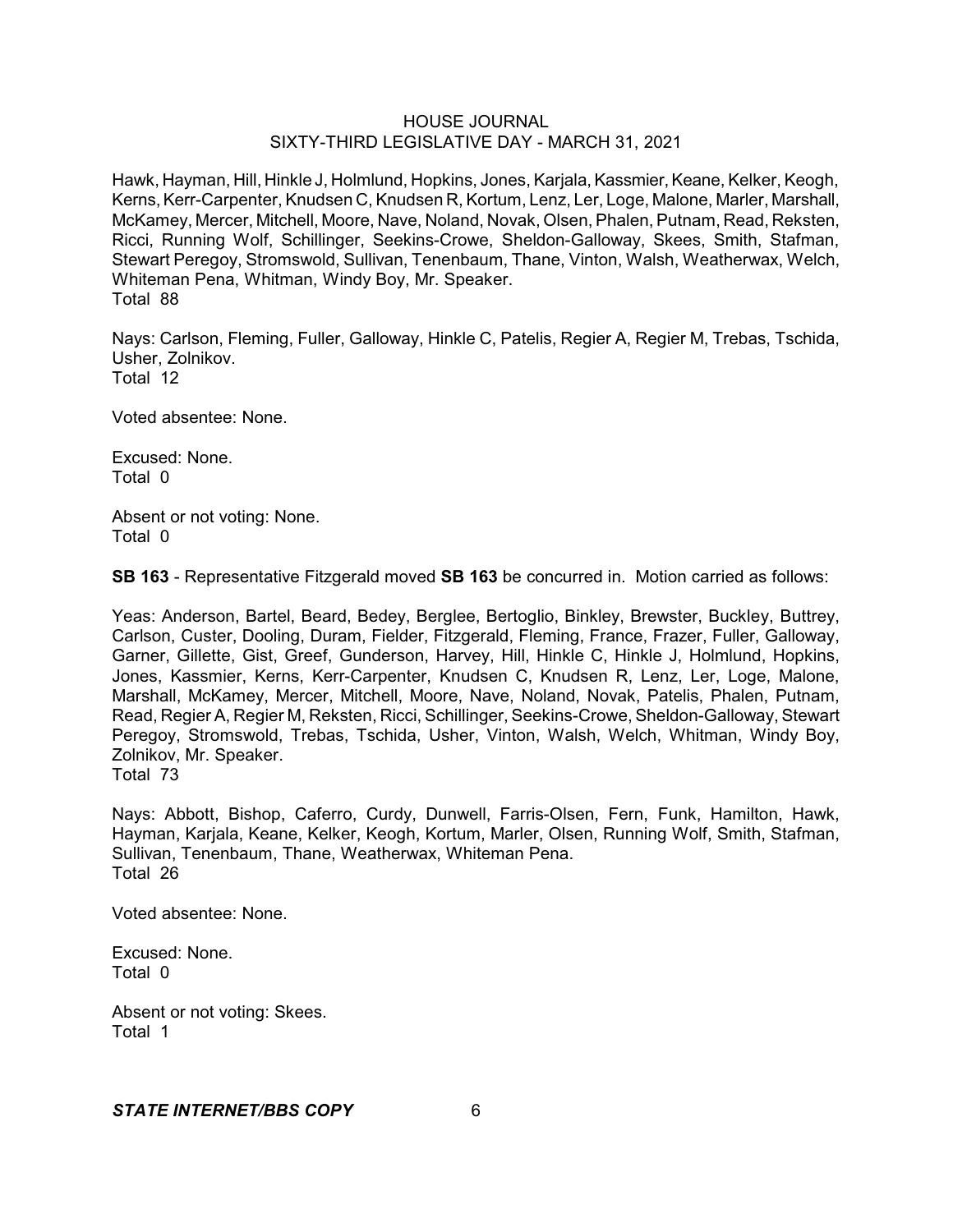Hawk, Hayman, Hill, Hinkle J, Holmlund, Hopkins, Jones, Karjala, Kassmier, Keane, Kelker, Keogh, Kerns, Kerr-Carpenter, Knudsen C, Knudsen R, Kortum, Lenz, Ler, Loge, Malone, Marler, Marshall, McKamey, Mercer, Mitchell, Moore, Nave, Noland, Novak, Olsen, Phalen, Putnam, Read, Reksten, Ricci, Running Wolf, Schillinger, Seekins-Crowe, Sheldon-Galloway, Skees, Smith, Stafman, Stewart Peregoy, Stromswold, Sullivan, Tenenbaum, Thane, Vinton, Walsh, Weatherwax, Welch, Whiteman Pena, Whitman, Windy Boy, Mr. Speaker.
Total 88

Nays: Carlson, Fleming, Fuller, Galloway, Hinkle C, Patelis, Regier A, Regier M, Trebas, Tschida, Usher, Zolnikov.
Total 12

Voted absentee: None.

Excused: None.
Total 0

Absent or not voting: None.
Total 0

**SB 163** - Representative Fitzgerald moved **SB 163** be concurred in. Motion carried as follows:

Yeas: Anderson, Bartel, Beard, Bedey, Berglee, Bertoglio, Binkley, Brewster, Buckley, Buttrey, Carlson, Custer, Dooling, Duram, Fielder, Fitzgerald, Fleming, France, Frazer, Fuller, Galloway, Garner, Gillette, Gist, Greef, Gunderson, Harvey, Hill, Hinkle C, Hinkle J, Holmlund, Hopkins, Jones, Kassmier, Kerns, Kerr-Carpenter, Knudsen C, Knudsen R, Lenz, Ler, Loge, Malone, Marshall, McKamey, Mercer, Mitchell, Moore, Nave, Noland, Novak, Patelis, Phalen, Putnam, Read, Regier A, Regier M, Reksten, Ricci, Schillinger, Seekins-Crowe, Sheldon-Galloway, Stewart Peregoy, Stromswold, Trebas, Tschida, Usher, Vinton, Walsh, Welch, Whitman, Windy Boy, Zolnikov, Mr. Speaker.
Total 73

Nays: Abbott, Bishop, Caferro, Curdy, Dunwell, Farris-Olsen, Fern, Funk, Hamilton, Hawk, Hayman, Karjala, Keane, Kelker, Keogh, Kortum, Marler, Olsen, Running Wolf, Smith, Stafman, Sullivan, Tenenbaum, Thane, Weatherwax, Whiteman Pena.
Total 26

Voted absentee: None.

Excused: None.
Total 0

Absent or not voting: Skees.
Total 1

***STATE INTERNET/BBS COPY***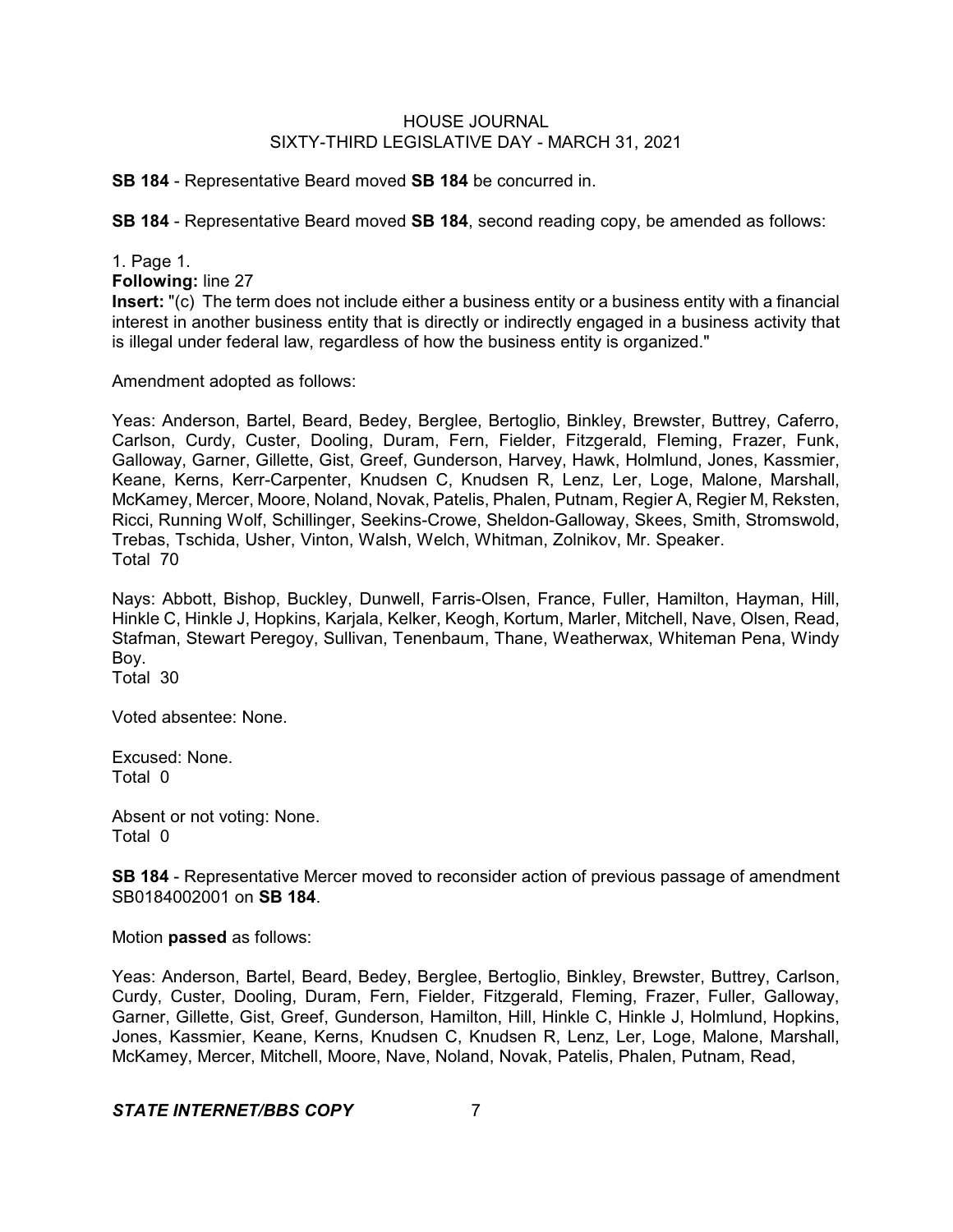**SB 184** - Representative Beard moved **SB 184** be concurred in.

**SB 184** - Representative Beard moved **SB 184**, second reading copy, be amended as follows:

1. Page 1.

**Following:** line 27

**Insert:** "(c) The term does not include either a business entity or a business entity with a financial interest in another business entity that is directly or indirectly engaged in a business activity that is illegal under federal law, regardless of how the business entity is organized."

Amendment adopted as follows:

Yeas: Anderson, Bartel, Beard, Bedey, Berglee, Bertoglio, Binkley, Brewster, Buttrey, Caferro, Carlson, Curdy, Custer, Dooling, Duram, Fern, Fielder, Fitzgerald, Fleming, Frazer, Funk, Galloway, Garner, Gillette, Gist, Greef, Gunderson, Harvey, Hawk, Holmlund, Jones, Kassmier, Keane, Kerns, Kerr-Carpenter, Knudsen C, Knudsen R, Lenz, Ler, Loge, Malone, Marshall, McKamey, Mercer, Moore, Noland, Novak, Patelis, Phalen, Putnam, Regier A, Regier M, Reksten, Ricci, Running Wolf, Schillinger, Seekins-Crowe, Sheldon-Galloway, Skees, Smith, Stromswold, Trebas, Tschida, Usher, Vinton, Walsh, Welch, Whitman, Zolnikov, Mr. Speaker.
Total 70

Nays: Abbott, Bishop, Buckley, Dunwell, Farris-Olsen, France, Fuller, Hamilton, Hayman, Hill, Hinkle C, Hinkle J, Hopkins, Karjala, Kelker, Keogh, Kortum, Marler, Mitchell, Nave, Olsen, Read, Stafman, Stewart Peregoy, Sullivan, Tenenbaum, Thane, Weatherwax, Whiteman Pena, Windy Boy.
Total 30

Voted absentee: None.

Excused: None.
Total 0

Absent or not voting: None.
Total 0

**SB 184** - Representative Mercer moved to reconsider action of previous passage of amendment SB0184002001 on **SB 184**.

Motion **passed** as follows:

Yeas: Anderson, Bartel, Beard, Bedey, Berglee, Bertoglio, Binkley, Brewster, Buttrey, Carlson, Curdy, Custer, Dooling, Duram, Fern, Fielder, Fitzgerald, Fleming, Frazer, Fuller, Galloway, Garner, Gillette, Gist, Greef, Gunderson, Hamilton, Hill, Hinkle C, Hinkle J, Holmlund, Hopkins, Jones, Kassmier, Keane, Kerns, Knudsen C, Knudsen R, Lenz, Ler, Loge, Malone, Marshall, McKamey, Mercer, Mitchell, Moore, Nave, Noland, Novak, Patelis, Phalen, Putnam, Read,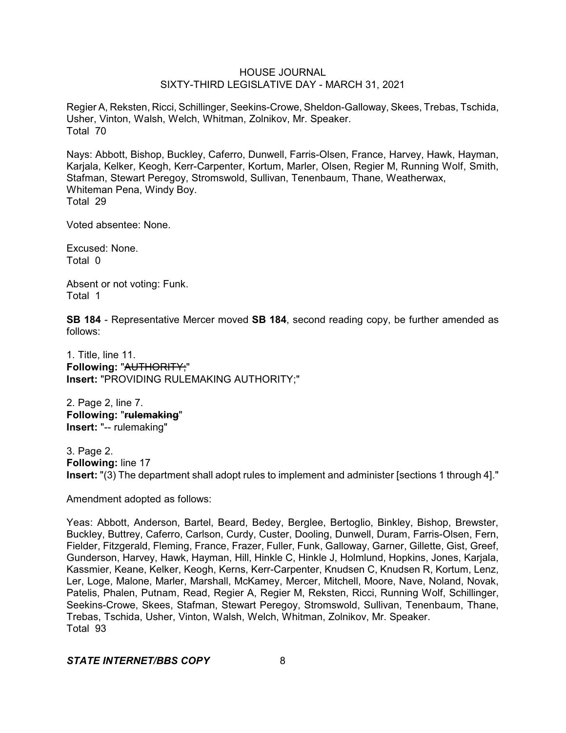Regier A, Reksten, Ricci, Schillinger, Seekins-Crowe, Sheldon-Galloway, Skees, Trebas, Tschida, Usher, Vinton, Walsh, Welch, Whitman, Zolnikov, Mr. Speaker.
Total 70

Nays: Abbott, Bishop, Buckley, Caferro, Dunwell, Farris-Olsen, France, Harvey, Hawk, Hayman, Karjala, Kelker, Keogh, Kerr-Carpenter, Kortum, Marler, Olsen, Regier M, Running Wolf, Smith, Stafman, Stewart Peregoy, Stromswold, Sullivan, Tenenbaum, Thane, Weatherwax, Whiteman Pena, Windy Boy.
Total 29

Voted absentee: None.

Excused: None.
Total 0

Absent or not voting: Funk.
Total 1

**SB 184** - Representative Mercer moved **SB 184**, second reading copy, be further amended as follows:

1. Title, line 11.
**Following:** "~~AUTHORITY;~~"
**Insert:** "PROVIDING RULEMAKING AUTHORITY;"

2. Page 2, line 7.
**Following:** "~~**rulemaking**~~"
**Insert:** "-- rulemaking"

3. Page 2.
**Following:** line 17
**Insert:** "(3) The department shall adopt rules to implement and administer [sections 1 through 4]."

Amendment adopted as follows:

Yeas: Abbott, Anderson, Bartel, Beard, Bedey, Berglee, Bertoglio, Binkley, Bishop, Brewster, Buckley, Buttrey, Caferro, Carlson, Curdy, Custer, Dooling, Dunwell, Duram, Farris-Olsen, Fern, Fielder, Fitzgerald, Fleming, France, Frazer, Fuller, Funk, Galloway, Garner, Gillette, Gist, Greef, Gunderson, Harvey, Hawk, Hayman, Hill, Hinkle C, Hinkle J, Holmlund, Hopkins, Jones, Karjala, Kassmier, Keane, Kelker, Keogh, Kerns, Kerr-Carpenter, Knudsen C, Knudsen R, Kortum, Lenz, Ler, Loge, Malone, Marler, Marshall, McKamey, Mercer, Mitchell, Moore, Nave, Noland, Novak, Patelis, Phalen, Putnam, Read, Regier A, Regier M, Reksten, Ricci, Running Wolf, Schillinger, Seekins-Crowe, Skees, Stafman, Stewart Peregoy, Stromswold, Sullivan, Tenenbaum, Thane, Trebas, Tschida, Usher, Vinton, Walsh, Welch, Whitman, Zolnikov, Mr. Speaker.
Total 93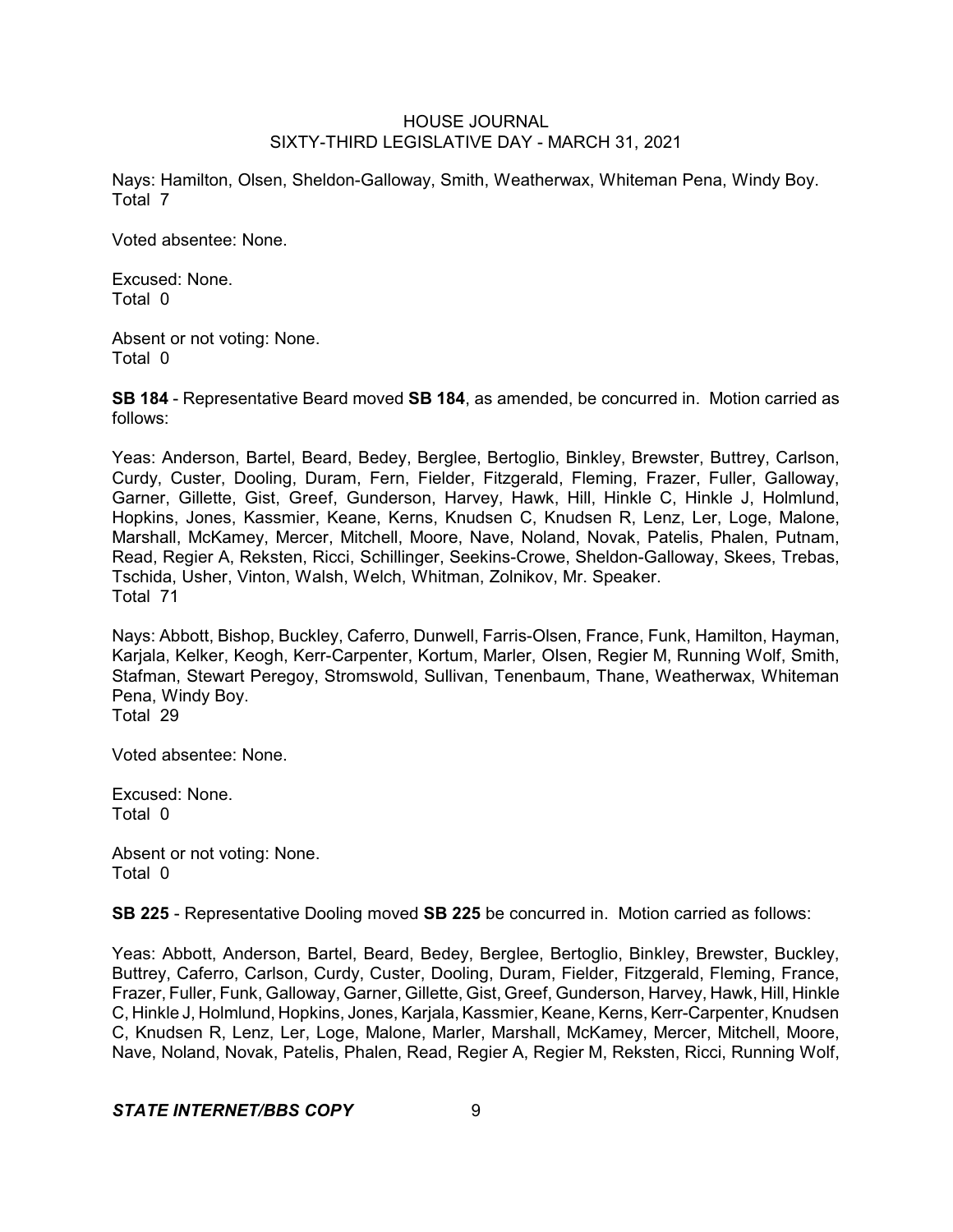Nays: Hamilton, Olsen, Sheldon-Galloway, Smith, Weatherwax, Whiteman Pena, Windy Boy. Total 7

Voted absentee: None.

Excused: None.
Total 0

Absent or not voting: None.
Total 0

**SB 184** - Representative Beard moved **SB 184**, as amended, be concurred in. Motion carried as follows:

Yeas: Anderson, Bartel, Beard, Bedey, Berglee, Bertoglio, Binkley, Brewster, Buttrey, Carlson, Curdy, Custer, Dooling, Duram, Fern, Fielder, Fitzgerald, Fleming, Frazer, Fuller, Galloway, Garner, Gillette, Gist, Greef, Gunderson, Harvey, Hawk, Hill, Hinkle C, Hinkle J, Holmlund, Hopkins, Jones, Kassmier, Keane, Kerns, Knudsen C, Knudsen R, Lenz, Ler, Loge, Malone, Marshall, McKamey, Mercer, Mitchell, Moore, Nave, Noland, Novak, Patelis, Phalen, Putnam, Read, Regier A, Reksten, Ricci, Schillinger, Seekins-Crowe, Sheldon-Galloway, Skees, Trebas, Tschida, Usher, Vinton, Walsh, Welch, Whitman, Zolnikov, Mr. Speaker.
Total 71

Nays: Abbott, Bishop, Buckley, Caferro, Dunwell, Farris-Olsen, France, Funk, Hamilton, Hayman, Karjala, Kelker, Keogh, Kerr-Carpenter, Kortum, Marler, Olsen, Regier M, Running Wolf, Smith, Stafman, Stewart Peregoy, Stromswold, Sullivan, Tenenbaum, Thane, Weatherwax, Whiteman Pena, Windy Boy.
Total 29

Voted absentee: None.

Excused: None.
Total 0

Absent or not voting: None.
Total 0

**SB 225** - Representative Dooling moved **SB 225** be concurred in. Motion carried as follows:

Yeas: Abbott, Anderson, Bartel, Beard, Bedey, Berglee, Bertoglio, Binkley, Brewster, Buckley, Buttrey, Caferro, Carlson, Curdy, Custer, Dooling, Duram, Fielder, Fitzgerald, Fleming, France, Frazer, Fuller, Funk, Galloway, Garner, Gillette, Gist, Greef, Gunderson, Harvey, Hawk, Hill, Hinkle C, Hinkle J, Holmlund, Hopkins, Jones, Karjala, Kassmier, Keane, Kerns, Kerr-Carpenter, Knudsen C, Knudsen R, Lenz, Ler, Loge, Malone, Marler, Marshall, McKamey, Mercer, Mitchell, Moore, Nave, Noland, Novak, Patelis, Phalen, Read, Regier A, Regier M, Reksten, Ricci, Running Wolf,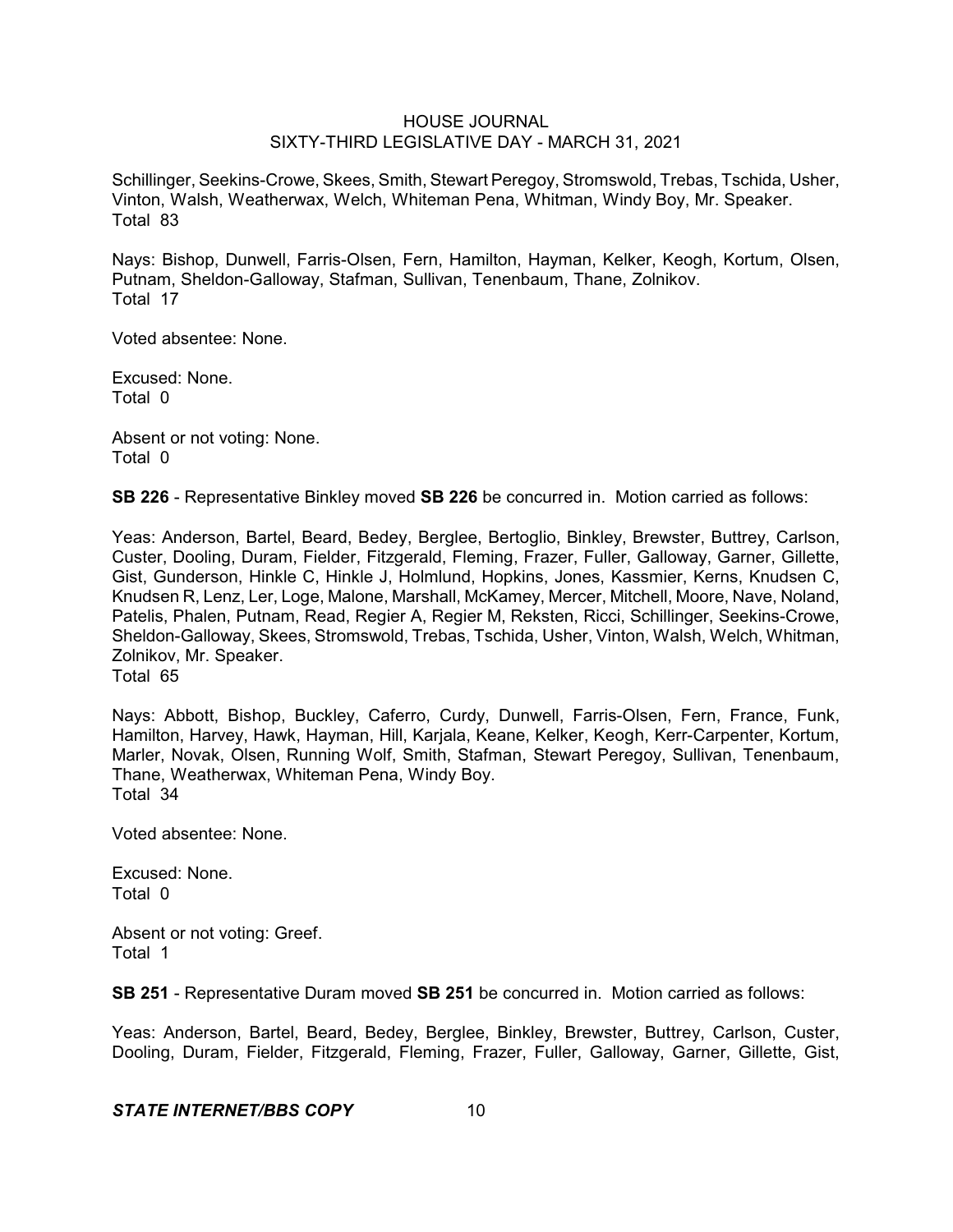Schillinger, Seekins-Crowe, Skees, Smith, Stewart Peregoy, Stromswold, Trebas, Tschida, Usher, Vinton, Walsh, Weatherwax, Welch, Whiteman Pena, Whitman, Windy Boy, Mr. Speaker.
Total 83

Nays: Bishop, Dunwell, Farris-Olsen, Fern, Hamilton, Hayman, Kelker, Keogh, Kortum, Olsen, Putnam, Sheldon-Galloway, Stafman, Sullivan, Tenenbaum, Thane, Zolnikov.
Total 17

Voted absentee: None.

Excused: None.
Total 0

Absent or not voting: None.
Total 0

**SB 226** - Representative Binkley moved **SB 226** be concurred in. Motion carried as follows:

Yeas: Anderson, Bartel, Beard, Bedey, Berglee, Bertoglio, Binkley, Brewster, Buttrey, Carlson, Custer, Dooling, Duram, Fielder, Fitzgerald, Fleming, Frazer, Fuller, Galloway, Garner, Gillette, Gist, Gunderson, Hinkle C, Hinkle J, Holmlund, Hopkins, Jones, Kassmier, Kerns, Knudsen C, Knudsen R, Lenz, Ler, Loge, Malone, Marshall, McKamey, Mercer, Mitchell, Moore, Nave, Noland, Patelis, Phalen, Putnam, Read, Regier A, Regier M, Reksten, Ricci, Schillinger, Seekins-Crowe, Sheldon-Galloway, Skees, Stromswold, Trebas, Tschida, Usher, Vinton, Walsh, Welch, Whitman, Zolnikov, Mr. Speaker.
Total 65

Nays: Abbott, Bishop, Buckley, Caferro, Curdy, Dunwell, Farris-Olsen, Fern, France, Funk, Hamilton, Harvey, Hawk, Hayman, Hill, Karjala, Keane, Kelker, Keogh, Kerr-Carpenter, Kortum, Marler, Novak, Olsen, Running Wolf, Smith, Stafman, Stewart Peregoy, Sullivan, Tenenbaum, Thane, Weatherwax, Whiteman Pena, Windy Boy.
Total 34

Voted absentee: None.

Excused: None.
Total 0

Absent or not voting: Greef.
Total 1

**SB 251** - Representative Duram moved **SB 251** be concurred in. Motion carried as follows:

Yeas: Anderson, Bartel, Beard, Bedey, Berglee, Binkley, Brewster, Buttrey, Carlson, Custer, Dooling, Duram, Fielder, Fitzgerald, Fleming, Frazer, Fuller, Galloway, Garner, Gillette, Gist,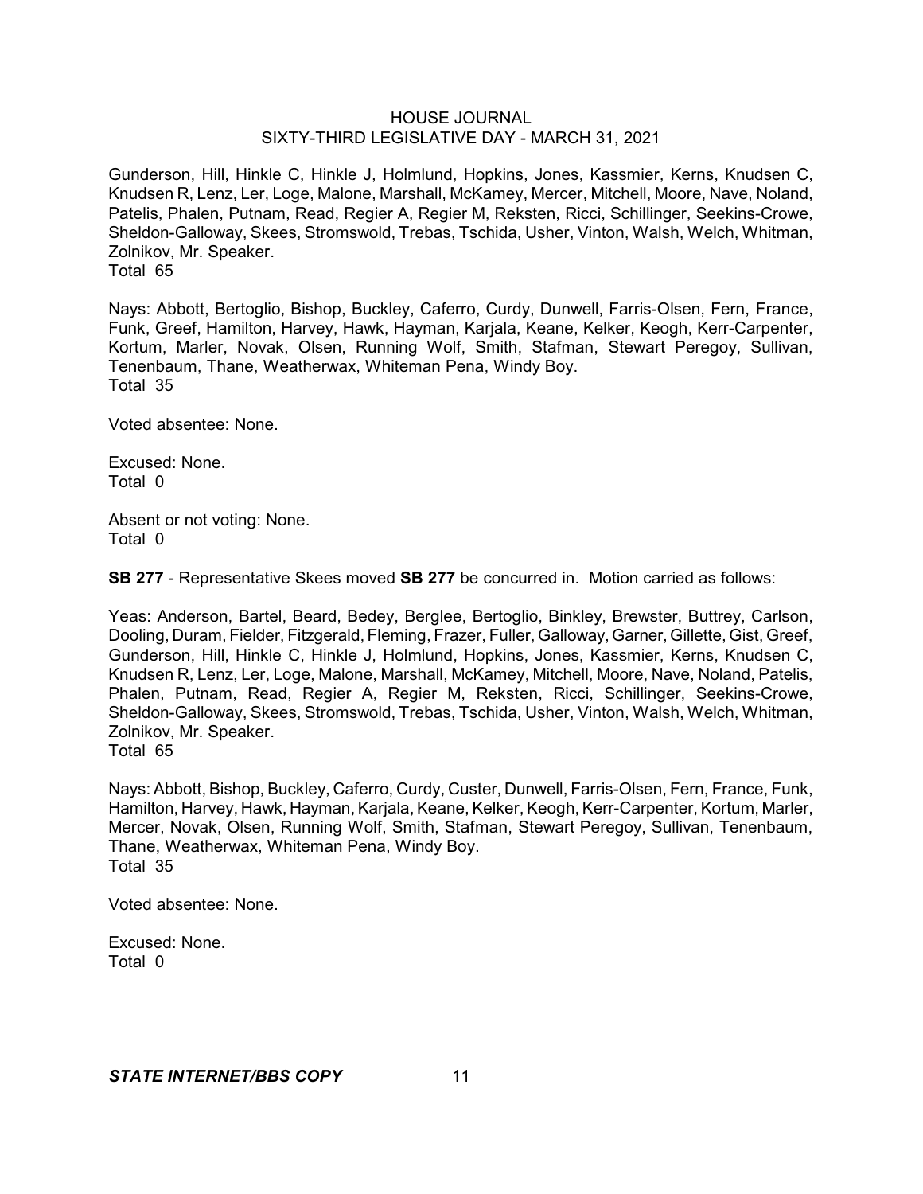Gunderson, Hill, Hinkle C, Hinkle J, Holmlund, Hopkins, Jones, Kassmier, Kerns, Knudsen C, Knudsen R, Lenz, Ler, Loge, Malone, Marshall, McKamey, Mercer, Mitchell, Moore, Nave, Noland, Patelis, Phalen, Putnam, Read, Regier A, Regier M, Reksten, Ricci, Schillinger, Seekins-Crowe, Sheldon-Galloway, Skees, Stromswold, Trebas, Tschida, Usher, Vinton, Walsh, Welch, Whitman, Zolnikov, Mr. Speaker.
Total 65

Nays: Abbott, Bertoglio, Bishop, Buckley, Caferro, Curdy, Dunwell, Farris-Olsen, Fern, France, Funk, Greef, Hamilton, Harvey, Hawk, Hayman, Karjala, Keane, Kelker, Keogh, Kerr-Carpenter, Kortum, Marler, Novak, Olsen, Running Wolf, Smith, Stafman, Stewart Peregoy, Sullivan, Tenenbaum, Thane, Weatherwax, Whiteman Pena, Windy Boy.
Total 35

Voted absentee: None.

Excused: None.
Total 0

Absent or not voting: None.
Total 0

**SB 277** - Representative Skees moved **SB 277** be concurred in. Motion carried as follows:

Yeas: Anderson, Bartel, Beard, Bedey, Berglee, Bertoglio, Binkley, Brewster, Buttrey, Carlson, Dooling, Duram, Fielder, Fitzgerald, Fleming, Frazer, Fuller, Galloway, Garner, Gillette, Gist, Greef, Gunderson, Hill, Hinkle C, Hinkle J, Holmlund, Hopkins, Jones, Kassmier, Kerns, Knudsen C, Knudsen R, Lenz, Ler, Loge, Malone, Marshall, McKamey, Mitchell, Moore, Nave, Noland, Patelis, Phalen, Putnam, Read, Regier A, Regier M, Reksten, Ricci, Schillinger, Seekins-Crowe, Sheldon-Galloway, Skees, Stromswold, Trebas, Tschida, Usher, Vinton, Walsh, Welch, Whitman, Zolnikov, Mr. Speaker.
Total 65

Nays: Abbott, Bishop, Buckley, Caferro, Curdy, Custer, Dunwell, Farris-Olsen, Fern, France, Funk, Hamilton, Harvey, Hawk, Hayman, Karjala, Keane, Kelker, Keogh, Kerr-Carpenter, Kortum, Marler, Mercer, Novak, Olsen, Running Wolf, Smith, Stafman, Stewart Peregoy, Sullivan, Tenenbaum, Thane, Weatherwax, Whiteman Pena, Windy Boy.
Total 35

Voted absentee: None.

Excused: None.
Total 0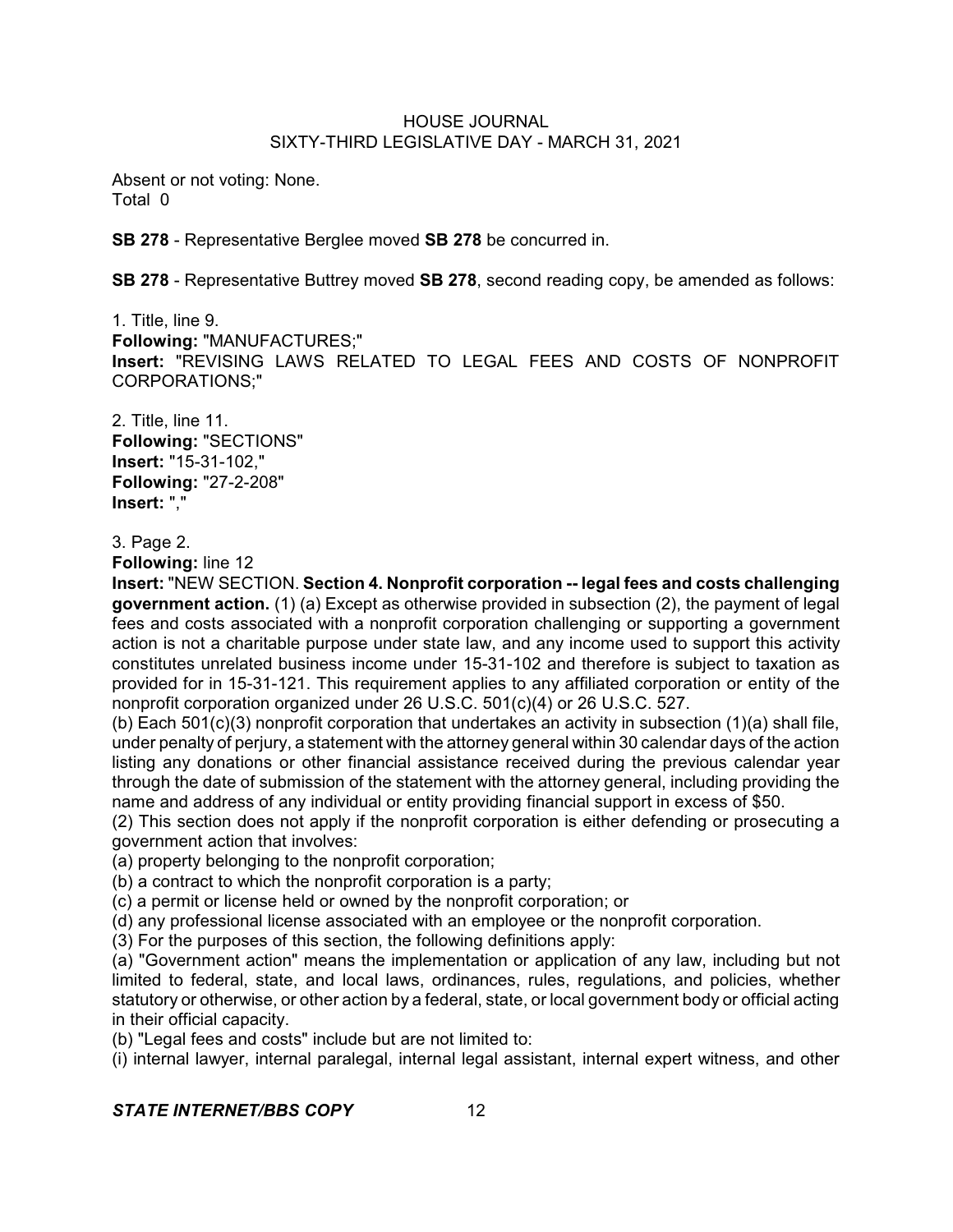Absent or not voting: None.
Total 0

**SB 278** - Representative Berglee moved **SB 278** be concurred in.

**SB 278** - Representative Buttrey moved **SB 278**, second reading copy, be amended as follows:

1. Title, line 9.
**Following:** "MANUFACTURES;"
**Insert:** "REVISING LAWS RELATED TO LEGAL FEES AND COSTS OF NONPROFIT CORPORATIONS;"

2. Title, line 11.
**Following:** "SECTIONS"
**Insert:** "15-31-102,"
**Following:** "27-2-208"
**Insert:** ","

3. Page 2.
**Following:** line 12
**Insert:** "NEW SECTION. **Section 4. Nonprofit corporation -- legal fees and costs challenging government action.** (1) (a) Except as otherwise provided in subsection (2), the payment of legal fees and costs associated with a nonprofit corporation challenging or supporting a government action is not a charitable purpose under state law, and any income used to support this activity constitutes unrelated business income under 15-31-102 and therefore is subject to taxation as provided for in 15-31-121. This requirement applies to any affiliated corporation or entity of the nonprofit corporation organized under 26 U.S.C. 501(c)(4) or 26 U.S.C. 527.

(b) Each 501(c)(3) nonprofit corporation that undertakes an activity in subsection (1)(a) shall file, under penalty of perjury, a statement with the attorney general within 30 calendar days of the action listing any donations or other financial assistance received during the previous calendar year through the date of submission of the statement with the attorney general, including providing the name and address of any individual or entity providing financial support in excess of $50.

(2) This section does not apply if the nonprofit corporation is either defending or prosecuting a government action that involves:

(a) property belonging to the nonprofit corporation;

(b) a contract to which the nonprofit corporation is a party;

(c) a permit or license held or owned by the nonprofit corporation; or

(d) any professional license associated with an employee or the nonprofit corporation.

(3) For the purposes of this section, the following definitions apply:

(a) "Government action" means the implementation or application of any law, including but not limited to federal, state, and local laws, ordinances, rules, regulations, and policies, whether statutory or otherwise, or other action by a federal, state, or local government body or official acting in their official capacity.

(b) "Legal fees and costs" include but are not limited to:

(i) internal lawyer, internal paralegal, internal legal assistant, internal expert witness, and other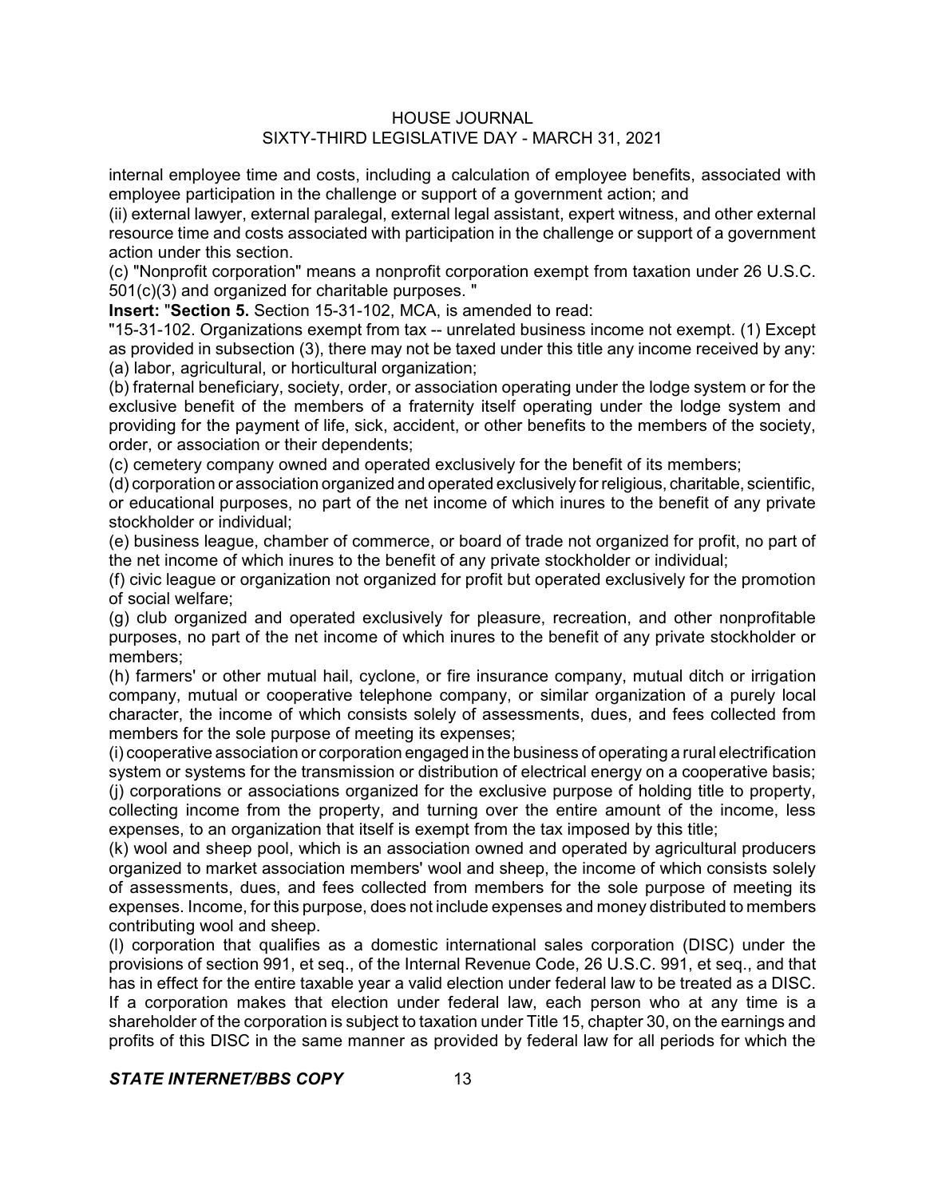internal employee time and costs, including a calculation of employee benefits, associated with employee participation in the challenge or support of a government action; and

(ii) external lawyer, external paralegal, external legal assistant, expert witness, and other external resource time and costs associated with participation in the challenge or support of a government action under this section.

(c) "Nonprofit corporation" means a nonprofit corporation exempt from taxation under 26 U.S.C. 501(c)(3) and organized for charitable purposes. "

**Insert:** "**Section 5.** Section 15-31-102, MCA, is amended to read:

"15-31-102. Organizations exempt from tax -- unrelated business income not exempt. (1) Except as provided in subsection (3), there may not be taxed under this title any income received by any:

(a) labor, agricultural, or horticultural organization;

(b) fraternal beneficiary, society, order, or association operating under the lodge system or for the exclusive benefit of the members of a fraternity itself operating under the lodge system and providing for the payment of life, sick, accident, or other benefits to the members of the society, order, or association or their dependents;

(c) cemetery company owned and operated exclusively for the benefit of its members;

(d) corporation or association organized and operated exclusively for religious, charitable, scientific, or educational purposes, no part of the net income of which inures to the benefit of any private stockholder or individual;

(e) business league, chamber of commerce, or board of trade not organized for profit, no part of the net income of which inures to the benefit of any private stockholder or individual;

(f) civic league or organization not organized for profit but operated exclusively for the promotion of social welfare;

(g) club organized and operated exclusively for pleasure, recreation, and other nonprofitable purposes, no part of the net income of which inures to the benefit of any private stockholder or members;

(h) farmers' or other mutual hail, cyclone, or fire insurance company, mutual ditch or irrigation company, mutual or cooperative telephone company, or similar organization of a purely local character, the income of which consists solely of assessments, dues, and fees collected from members for the sole purpose of meeting its expenses;

(i) cooperative association or corporation engaged in the business of operating a rural electrification system or systems for the transmission or distribution of electrical energy on a cooperative basis;

(j) corporations or associations organized for the exclusive purpose of holding title to property, collecting income from the property, and turning over the entire amount of the income, less expenses, to an organization that itself is exempt from the tax imposed by this title;

(k) wool and sheep pool, which is an association owned and operated by agricultural producers organized to market association members' wool and sheep, the income of which consists solely of assessments, dues, and fees collected from members for the sole purpose of meeting its expenses. Income, for this purpose, does not include expenses and money distributed to members contributing wool and sheep.

(l) corporation that qualifies as a domestic international sales corporation (DISC) under the provisions of section 991, et seq., of the Internal Revenue Code, 26 U.S.C. 991, et seq., and that has in effect for the entire taxable year a valid election under federal law to be treated as a DISC. If a corporation makes that election under federal law, each person who at any time is a shareholder of the corporation is subject to taxation under Title 15, chapter 30, on the earnings and profits of this DISC in the same manner as provided by federal law for all periods for which the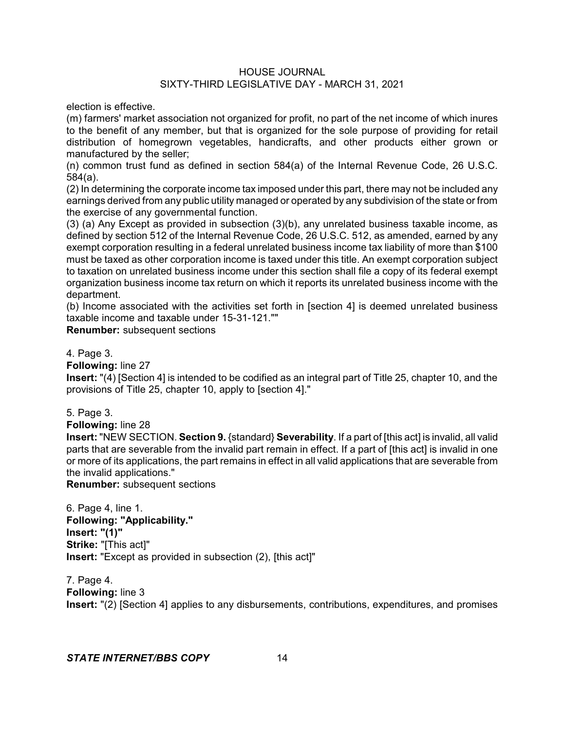election is effective.

(m) farmers' market association not organized for profit, no part of the net income of which inures to the benefit of any member, but that is organized for the sole purpose of providing for retail distribution of homegrown vegetables, handicrafts, and other products either grown or manufactured by the seller;

(n) common trust fund as defined in section 584(a) of the Internal Revenue Code, 26 U.S.C. 584(a).

(2) In determining the corporate income tax imposed under this part, there may not be included any earnings derived from any public utility managed or operated by any subdivision of the state or from the exercise of any governmental function.

(3) (a) Any Except as provided in subsection (3)(b), any unrelated business taxable income, as defined by section 512 of the Internal Revenue Code, 26 U.S.C. 512, as amended, earned by any exempt corporation resulting in a federal unrelated business income tax liability of more than $100 must be taxed as other corporation income is taxed under this title. An exempt corporation subject to taxation on unrelated business income under this section shall file a copy of its federal exempt organization business income tax return on which it reports its unrelated business income with the department.

(b) Income associated with the activities set forth in [section 4] is deemed unrelated business taxable income and taxable under 15-31-121.""

**Renumber:** subsequent sections

4. Page 3.

**Following:** line 27

**Insert:** "(4) [Section 4] is intended to be codified as an integral part of Title 25, chapter 10, and the provisions of Title 25, chapter 10, apply to [section 4]."

5. Page 3.

**Following:** line 28

**Insert:** "NEW SECTION. **Section 9.** {standard} **Severability**. If a part of [this act] is invalid, all valid parts that are severable from the invalid part remain in effect. If a part of [this act] is invalid in one or more of its applications, the part remains in effect in all valid applications that are severable from the invalid applications."

**Renumber:** subsequent sections

6. Page 4, line 1.

**Following: "Applicability."**

**Insert: "(1)"**

**Strike:** "[This act]"

**Insert:** "Except as provided in subsection (2), [this act]"

7. Page 4.

**Following:** line 3

**Insert:** "(2) [Section 4] applies to any disbursements, contributions, expenditures, and promises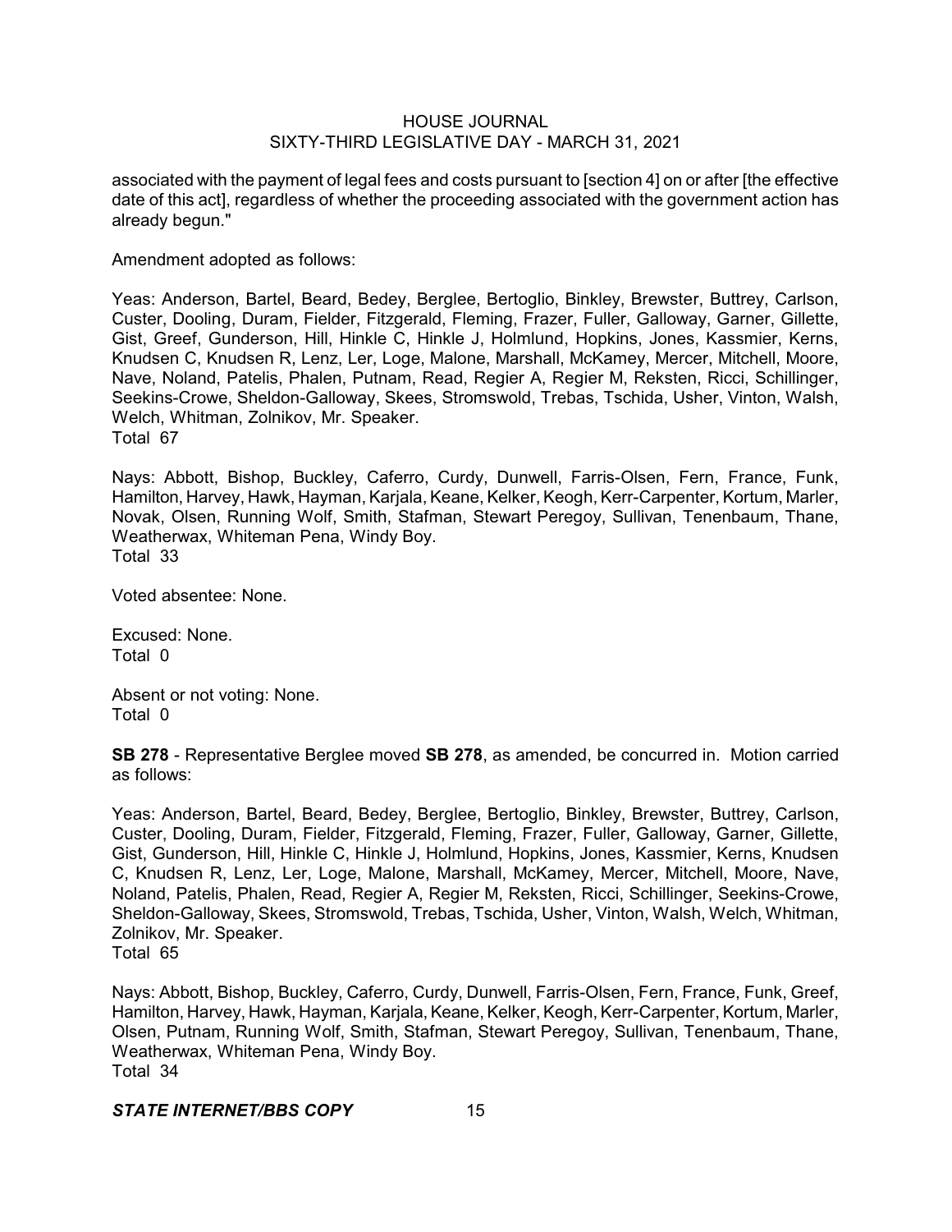associated with the payment of legal fees and costs pursuant to [section 4] on or after [the effective date of this act], regardless of whether the proceeding associated with the government action has already begun."

Amendment adopted as follows:

Yeas: Anderson, Bartel, Beard, Bedey, Berglee, Bertoglio, Binkley, Brewster, Buttrey, Carlson, Custer, Dooling, Duram, Fielder, Fitzgerald, Fleming, Frazer, Fuller, Galloway, Garner, Gillette, Gist, Greef, Gunderson, Hill, Hinkle C, Hinkle J, Holmlund, Hopkins, Jones, Kassmier, Kerns, Knudsen C, Knudsen R, Lenz, Ler, Loge, Malone, Marshall, McKamey, Mercer, Mitchell, Moore, Nave, Noland, Patelis, Phalen, Putnam, Read, Regier A, Regier M, Reksten, Ricci, Schillinger, Seekins-Crowe, Sheldon-Galloway, Skees, Stromswold, Trebas, Tschida, Usher, Vinton, Walsh, Welch, Whitman, Zolnikov, Mr. Speaker.
Total 67

Nays: Abbott, Bishop, Buckley, Caferro, Curdy, Dunwell, Farris-Olsen, Fern, France, Funk, Hamilton, Harvey, Hawk, Hayman, Karjala, Keane, Kelker, Keogh, Kerr-Carpenter, Kortum, Marler, Novak, Olsen, Running Wolf, Smith, Stafman, Stewart Peregoy, Sullivan, Tenenbaum, Thane, Weatherwax, Whiteman Pena, Windy Boy.
Total 33

Voted absentee: None.

Excused: None.
Total 0

Absent or not voting: None.
Total 0

**SB 278** - Representative Berglee moved **SB 278**, as amended, be concurred in. Motion carried as follows:

Yeas: Anderson, Bartel, Beard, Bedey, Berglee, Bertoglio, Binkley, Brewster, Buttrey, Carlson, Custer, Dooling, Duram, Fielder, Fitzgerald, Fleming, Frazer, Fuller, Galloway, Garner, Gillette, Gist, Gunderson, Hill, Hinkle C, Hinkle J, Holmlund, Hopkins, Jones, Kassmier, Kerns, Knudsen C, Knudsen R, Lenz, Ler, Loge, Malone, Marshall, McKamey, Mercer, Mitchell, Moore, Nave, Noland, Patelis, Phalen, Read, Regier A, Regier M, Reksten, Ricci, Schillinger, Seekins-Crowe, Sheldon-Galloway, Skees, Stromswold, Trebas, Tschida, Usher, Vinton, Walsh, Welch, Whitman, Zolnikov, Mr. Speaker.
Total 65

Nays: Abbott, Bishop, Buckley, Caferro, Curdy, Dunwell, Farris-Olsen, Fern, France, Funk, Greef, Hamilton, Harvey, Hawk, Hayman, Karjala, Keane, Kelker, Keogh, Kerr-Carpenter, Kortum, Marler, Olsen, Putnam, Running Wolf, Smith, Stafman, Stewart Peregoy, Sullivan, Tenenbaum, Thane, Weatherwax, Whiteman Pena, Windy Boy.
Total 34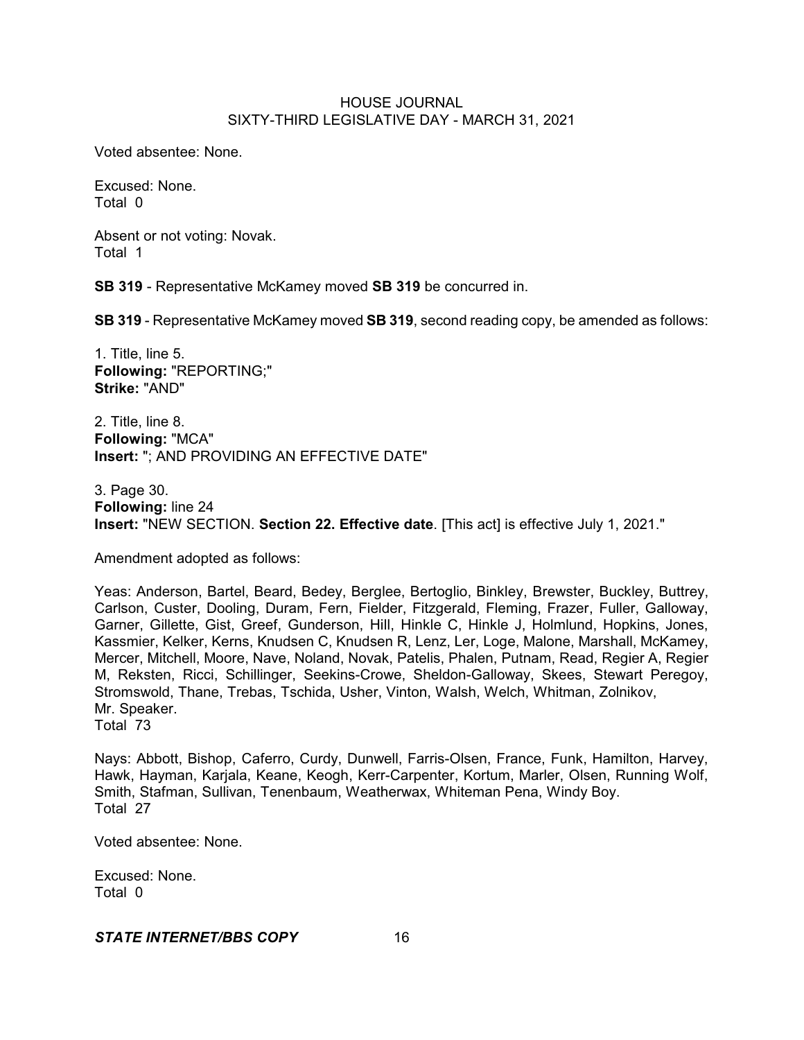Voted absentee: None.

Excused: None.
Total 0

Absent or not voting: Novak.
Total 1

**SB 319** - Representative McKamey moved **SB 319** be concurred in.

**SB 319** - Representative McKamey moved **SB 319**, second reading copy, be amended as follows:

1. Title, line 5.
**Following:** "REPORTING;"
**Strike:** "AND"

2. Title, line 8.
**Following:** "MCA"
**Insert:** "; AND PROVIDING AN EFFECTIVE DATE"

3. Page 30.
**Following:** line 24
**Insert:** "NEW SECTION. **Section 22. Effective date**. [This act] is effective July 1, 2021."

Amendment adopted as follows:

Yeas: Anderson, Bartel, Beard, Bedey, Berglee, Bertoglio, Binkley, Brewster, Buckley, Buttrey, Carlson, Custer, Dooling, Duram, Fern, Fielder, Fitzgerald, Fleming, Frazer, Fuller, Galloway, Garner, Gillette, Gist, Greef, Gunderson, Hill, Hinkle C, Hinkle J, Holmlund, Hopkins, Jones, Kassmier, Kelker, Kerns, Knudsen C, Knudsen R, Lenz, Ler, Loge, Malone, Marshall, McKamey, Mercer, Mitchell, Moore, Nave, Noland, Novak, Patelis, Phalen, Putnam, Read, Regier A, Regier M, Reksten, Ricci, Schillinger, Seekins-Crowe, Sheldon-Galloway, Skees, Stewart Peregoy, Stromswold, Thane, Trebas, Tschida, Usher, Vinton, Walsh, Welch, Whitman, Zolnikov, Mr. Speaker.
Total 73

Nays: Abbott, Bishop, Caferro, Curdy, Dunwell, Farris-Olsen, France, Funk, Hamilton, Harvey, Hawk, Hayman, Karjala, Keane, Keogh, Kerr-Carpenter, Kortum, Marler, Olsen, Running Wolf, Smith, Stafman, Sullivan, Tenenbaum, Weatherwax, Whiteman Pena, Windy Boy.
Total 27

Voted absentee: None.

Excused: None.
Total 0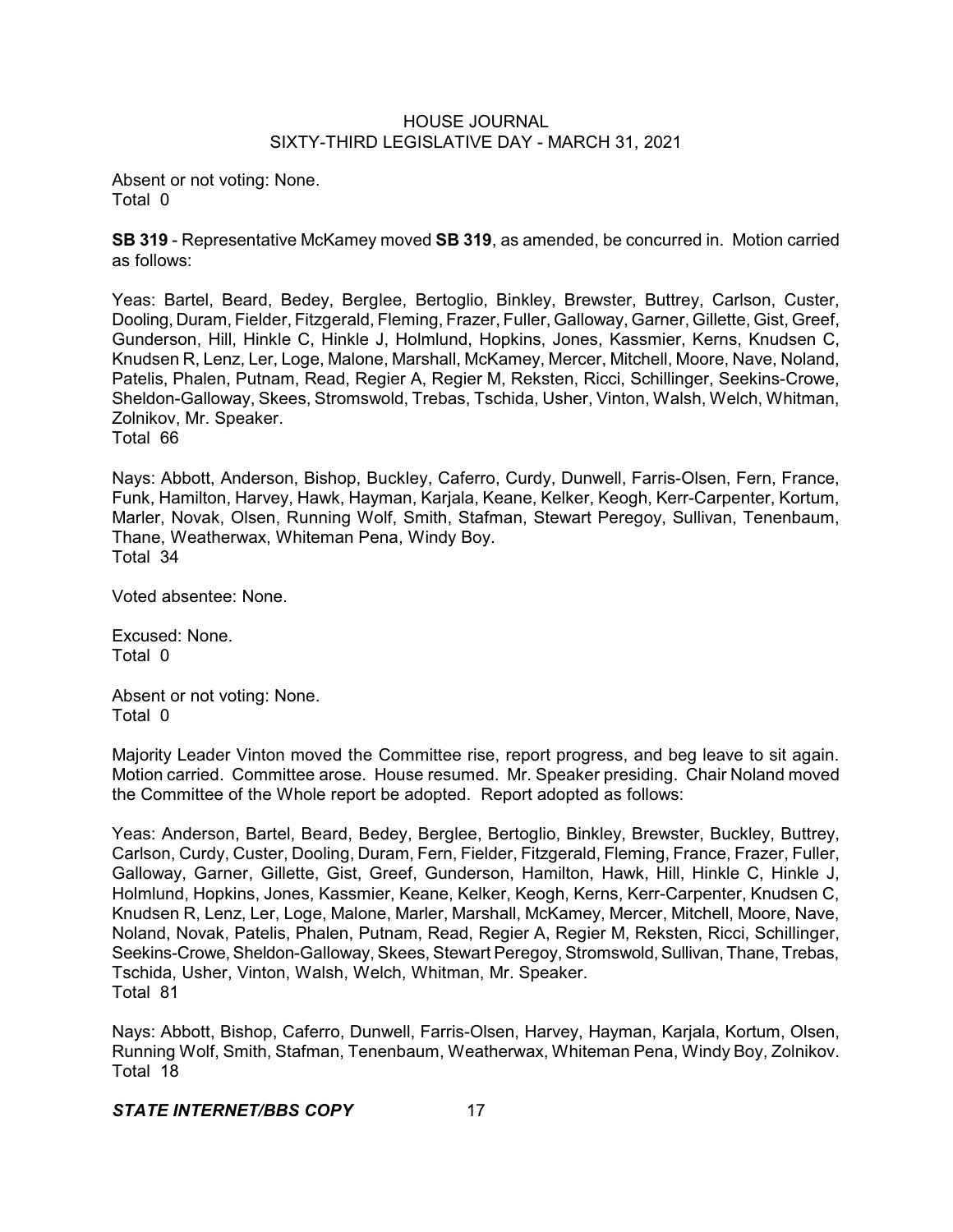Absent or not voting: None.
Total 0

**SB 319** - Representative McKamey moved **SB 319**, as amended, be concurred in. Motion carried as follows:

Yeas: Bartel, Beard, Bedey, Berglee, Bertoglio, Binkley, Brewster, Buttrey, Carlson, Custer, Dooling, Duram, Fielder, Fitzgerald, Fleming, Frazer, Fuller, Galloway, Garner, Gillette, Gist, Greef, Gunderson, Hill, Hinkle C, Hinkle J, Holmlund, Hopkins, Jones, Kassmier, Kerns, Knudsen C, Knudsen R, Lenz, Ler, Loge, Malone, Marshall, McKamey, Mercer, Mitchell, Moore, Nave, Noland, Patelis, Phalen, Putnam, Read, Regier A, Regier M, Reksten, Ricci, Schillinger, Seekins-Crowe, Sheldon-Galloway, Skees, Stromswold, Trebas, Tschida, Usher, Vinton, Walsh, Welch, Whitman, Zolnikov, Mr. Speaker.
Total 66

Nays: Abbott, Anderson, Bishop, Buckley, Caferro, Curdy, Dunwell, Farris-Olsen, Fern, France, Funk, Hamilton, Harvey, Hawk, Hayman, Karjala, Keane, Kelker, Keogh, Kerr-Carpenter, Kortum, Marler, Novak, Olsen, Running Wolf, Smith, Stafman, Stewart Peregoy, Sullivan, Tenenbaum, Thane, Weatherwax, Whiteman Pena, Windy Boy.
Total 34

Voted absentee: None.

Excused: None.
Total 0

Absent or not voting: None.
Total 0

Majority Leader Vinton moved the Committee rise, report progress, and beg leave to sit again. Motion carried. Committee arose. House resumed. Mr. Speaker presiding. Chair Noland moved the Committee of the Whole report be adopted. Report adopted as follows:

Yeas: Anderson, Bartel, Beard, Bedey, Berglee, Bertoglio, Binkley, Brewster, Buckley, Buttrey, Carlson, Curdy, Custer, Dooling, Duram, Fern, Fielder, Fitzgerald, Fleming, France, Frazer, Fuller, Galloway, Garner, Gillette, Gist, Greef, Gunderson, Hamilton, Hawk, Hill, Hinkle C, Hinkle J, Holmlund, Hopkins, Jones, Kassmier, Keane, Kelker, Keogh, Kerns, Kerr-Carpenter, Knudsen C, Knudsen R, Lenz, Ler, Loge, Malone, Marler, Marshall, McKamey, Mercer, Mitchell, Moore, Nave, Noland, Novak, Patelis, Phalen, Putnam, Read, Regier A, Regier M, Reksten, Ricci, Schillinger, Seekins-Crowe, Sheldon-Galloway, Skees, Stewart Peregoy, Stromswold, Sullivan, Thane, Trebas, Tschida, Usher, Vinton, Walsh, Welch, Whitman, Mr. Speaker.
Total 81

Nays: Abbott, Bishop, Caferro, Dunwell, Farris-Olsen, Harvey, Hayman, Karjala, Kortum, Olsen, Running Wolf, Smith, Stafman, Tenenbaum, Weatherwax, Whiteman Pena, Windy Boy, Zolnikov.
Total 18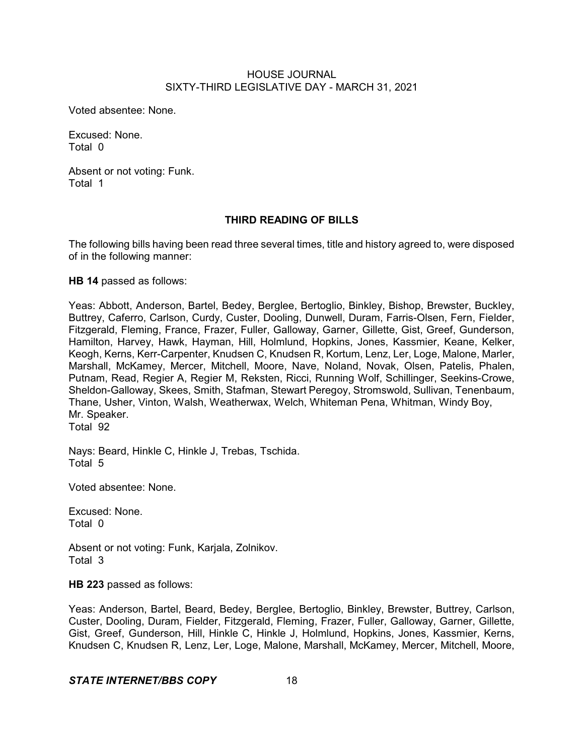Voted absentee: None.

Excused: None.
Total 0

Absent or not voting: Funk.
Total 1

## THIRD READING OF BILLS

The following bills having been read three several times, title and history agreed to, were disposed of in the following manner:

**HB 14** passed as follows:

Yeas: Abbott, Anderson, Bartel, Bedey, Berglee, Bertoglio, Binkley, Bishop, Brewster, Buckley, Buttrey, Caferro, Carlson, Curdy, Custer, Dooling, Dunwell, Duram, Farris-Olsen, Fern, Fielder, Fitzgerald, Fleming, France, Frazer, Fuller, Galloway, Garner, Gillette, Gist, Greef, Gunderson, Hamilton, Harvey, Hawk, Hayman, Hill, Holmlund, Hopkins, Jones, Kassmier, Keane, Kelker, Keogh, Kerns, Kerr-Carpenter, Knudsen C, Knudsen R, Kortum, Lenz, Ler, Loge, Malone, Marler, Marshall, McKamey, Mercer, Mitchell, Moore, Nave, Noland, Novak, Olsen, Patelis, Phalen, Putnam, Read, Regier A, Regier M, Reksten, Ricci, Running Wolf, Schillinger, Seekins-Crowe, Sheldon-Galloway, Skees, Smith, Stafman, Stewart Peregoy, Stromswold, Sullivan, Tenenbaum, Thane, Usher, Vinton, Walsh, Weatherwax, Welch, Whiteman Pena, Whitman, Windy Boy, Mr. Speaker.
Total 92

Nays: Beard, Hinkle C, Hinkle J, Trebas, Tschida.
Total 5

Voted absentee: None.

Excused: None.
Total 0

Absent or not voting: Funk, Karjala, Zolnikov.
Total 3

**HB 223** passed as follows:

Yeas: Anderson, Bartel, Beard, Bedey, Berglee, Bertoglio, Binkley, Brewster, Buttrey, Carlson, Custer, Dooling, Duram, Fielder, Fitzgerald, Fleming, Frazer, Fuller, Galloway, Garner, Gillette, Gist, Greef, Gunderson, Hill, Hinkle C, Hinkle J, Holmlund, Hopkins, Jones, Kassmier, Kerns, Knudsen C, Knudsen R, Lenz, Ler, Loge, Malone, Marshall, McKamey, Mercer, Mitchell, Moore,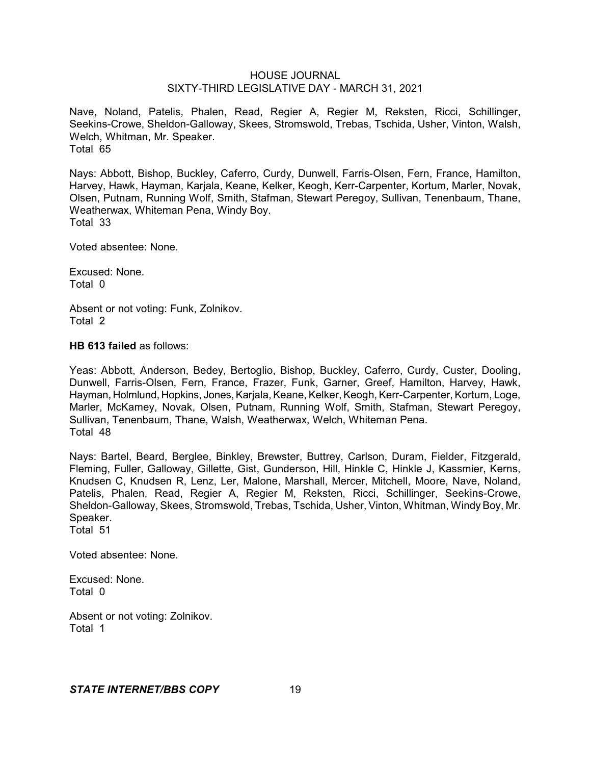Nave, Noland, Patelis, Phalen, Read, Regier A, Regier M, Reksten, Ricci, Schillinger, Seekins-Crowe, Sheldon-Galloway, Skees, Stromswold, Trebas, Tschida, Usher, Vinton, Walsh, Welch, Whitman, Mr. Speaker.
Total 65

Nays: Abbott, Bishop, Buckley, Caferro, Curdy, Dunwell, Farris-Olsen, Fern, France, Hamilton, Harvey, Hawk, Hayman, Karjala, Keane, Kelker, Keogh, Kerr-Carpenter, Kortum, Marler, Novak, Olsen, Putnam, Running Wolf, Smith, Stafman, Stewart Peregoy, Sullivan, Tenenbaum, Thane, Weatherwax, Whiteman Pena, Windy Boy.
Total 33

Voted absentee: None.

Excused: None.
Total 0

Absent or not voting: Funk, Zolnikov.
Total 2

**HB 613 failed** as follows:

Yeas: Abbott, Anderson, Bedey, Bertoglio, Bishop, Buckley, Caferro, Curdy, Custer, Dooling, Dunwell, Farris-Olsen, Fern, France, Frazer, Funk, Garner, Greef, Hamilton, Harvey, Hawk, Hayman, Holmlund, Hopkins, Jones, Karjala, Keane, Kelker, Keogh, Kerr-Carpenter, Kortum, Loge, Marler, McKamey, Novak, Olsen, Putnam, Running Wolf, Smith, Stafman, Stewart Peregoy, Sullivan, Tenenbaum, Thane, Walsh, Weatherwax, Welch, Whiteman Pena.
Total 48

Nays: Bartel, Beard, Berglee, Binkley, Brewster, Buttrey, Carlson, Duram, Fielder, Fitzgerald, Fleming, Fuller, Galloway, Gillette, Gist, Gunderson, Hill, Hinkle C, Hinkle J, Kassmier, Kerns, Knudsen C, Knudsen R, Lenz, Ler, Malone, Marshall, Mercer, Mitchell, Moore, Nave, Noland, Patelis, Phalen, Read, Regier A, Regier M, Reksten, Ricci, Schillinger, Seekins-Crowe, Sheldon-Galloway, Skees, Stromswold, Trebas, Tschida, Usher, Vinton, Whitman, Windy Boy, Mr. Speaker.
Total 51

Voted absentee: None.

Excused: None.
Total 0

Absent or not voting: Zolnikov.
Total 1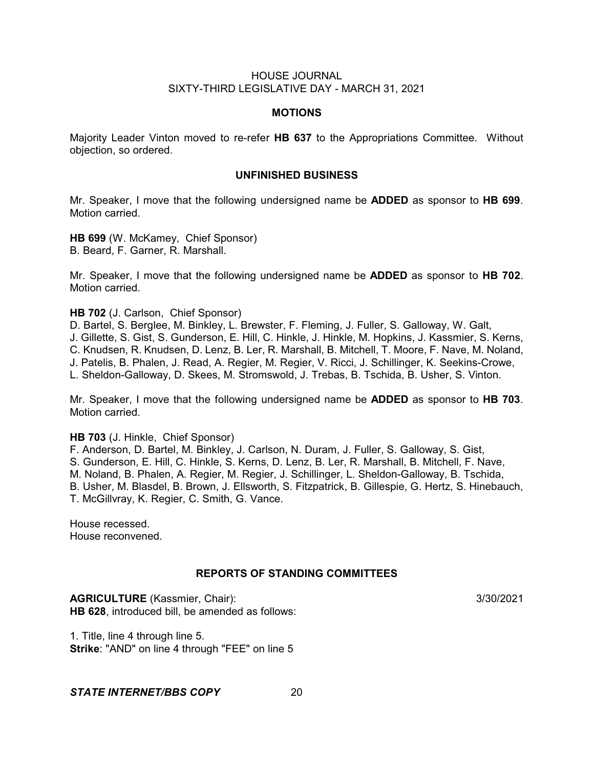## MOTIONS

Majority Leader Vinton moved to re-refer **HB 637** to the Appropriations Committee. Without objection, so ordered.

## UNFINISHED BUSINESS

Mr. Speaker, I move that the following undersigned name be **ADDED** as sponsor to **HB 699**. Motion carried.

**HB 699** (W. McKamey, Chief Sponsor)
B. Beard, F. Garner, R. Marshall.

Mr. Speaker, I move that the following undersigned name be **ADDED** as sponsor to **HB 702**. Motion carried.

**HB 702** (J. Carlson, Chief Sponsor)
D. Bartel, S. Berglee, M. Binkley, L. Brewster, F. Fleming, J. Fuller, S. Galloway, W. Galt, J. Gillette, S. Gist, S. Gunderson, E. Hill, C. Hinkle, J. Hinkle, M. Hopkins, J. Kassmier, S. Kerns, C. Knudsen, R. Knudsen, D. Lenz, B. Ler, R. Marshall, B. Mitchell, T. Moore, F. Nave, M. Noland, J. Patelis, B. Phalen, J. Read, A. Regier, M. Regier, V. Ricci, J. Schillinger, K. Seekins-Crowe, L. Sheldon-Galloway, D. Skees, M. Stromswold, J. Trebas, B. Tschida, B. Usher, S. Vinton.

Mr. Speaker, I move that the following undersigned name be **ADDED** as sponsor to **HB 703**. Motion carried.

**HB 703** (J. Hinkle, Chief Sponsor)
F. Anderson, D. Bartel, M. Binkley, J. Carlson, N. Duram, J. Fuller, S. Galloway, S. Gist, S. Gunderson, E. Hill, C. Hinkle, S. Kerns, D. Lenz, B. Ler, R. Marshall, B. Mitchell, F. Nave, M. Noland, B. Phalen, A. Regier, M. Regier, J. Schillinger, L. Sheldon-Galloway, B. Tschida, B. Usher, M. Blasdel, B. Brown, J. Ellsworth, S. Fitzpatrick, B. Gillespie, G. Hertz, S. Hinebauch, T. McGillvray, K. Regier, C. Smith, G. Vance.

House recessed.
House reconvened.

## REPORTS OF STANDING COMMITTEES

**AGRICULTURE** (Kassmier, Chair): 3/30/2021
**HB 628**, introduced bill, be amended as follows:

1. Title, line 4 through line 5.
**Strike**: "AND" on line 4 through "FEE" on line 5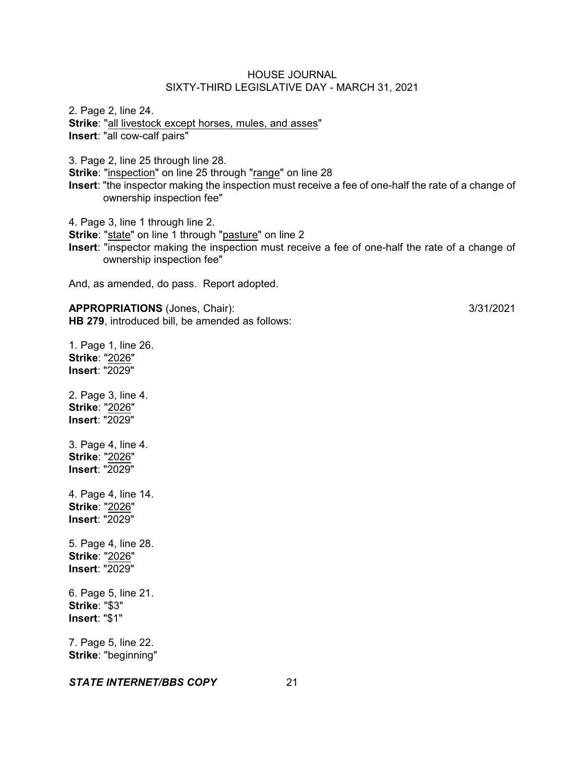2. Page 2, line 24.
**Strike**: "all livestock except horses, mules, and asses"
**Insert**: "all cow-calf pairs"

3. Page 2, line 25 through line 28.
**Strike**: "inspection" on line 25 through "range" on line 28
**Insert**: "the inspector making the inspection must receive a fee of one-half the rate of a change of ownership inspection fee"

4. Page 3, line 1 through line 2.
**Strike**: "state" on line 1 through "pasture" on line 2
**Insert**: "inspector making the inspection must receive a fee of one-half the rate of a change of ownership inspection fee"

And, as amended, do pass. Report adopted.

**APPROPRIATIONS** (Jones, Chair): 3/31/2021
**HB 279**, introduced bill, be amended as follows:

1. Page 1, line 26.
**Strike**: "2026"
**Insert**: "2029"

2. Page 3, line 4.
**Strike**: "2026"
**Insert**: "2029"

3. Page 4, line 4.
**Strike**: "2026"
**Insert**: "2029"

4. Page 4, line 14.
**Strike**: "2026"
**Insert**: "2029"

5. Page 4, line 28.
**Strike**: "2026"
**Insert**: "2029"

6. Page 5, line 21.
**Strike**: "$3"
**Insert**: "$1"

7. Page 5, line 22.
**Strike**: "beginning"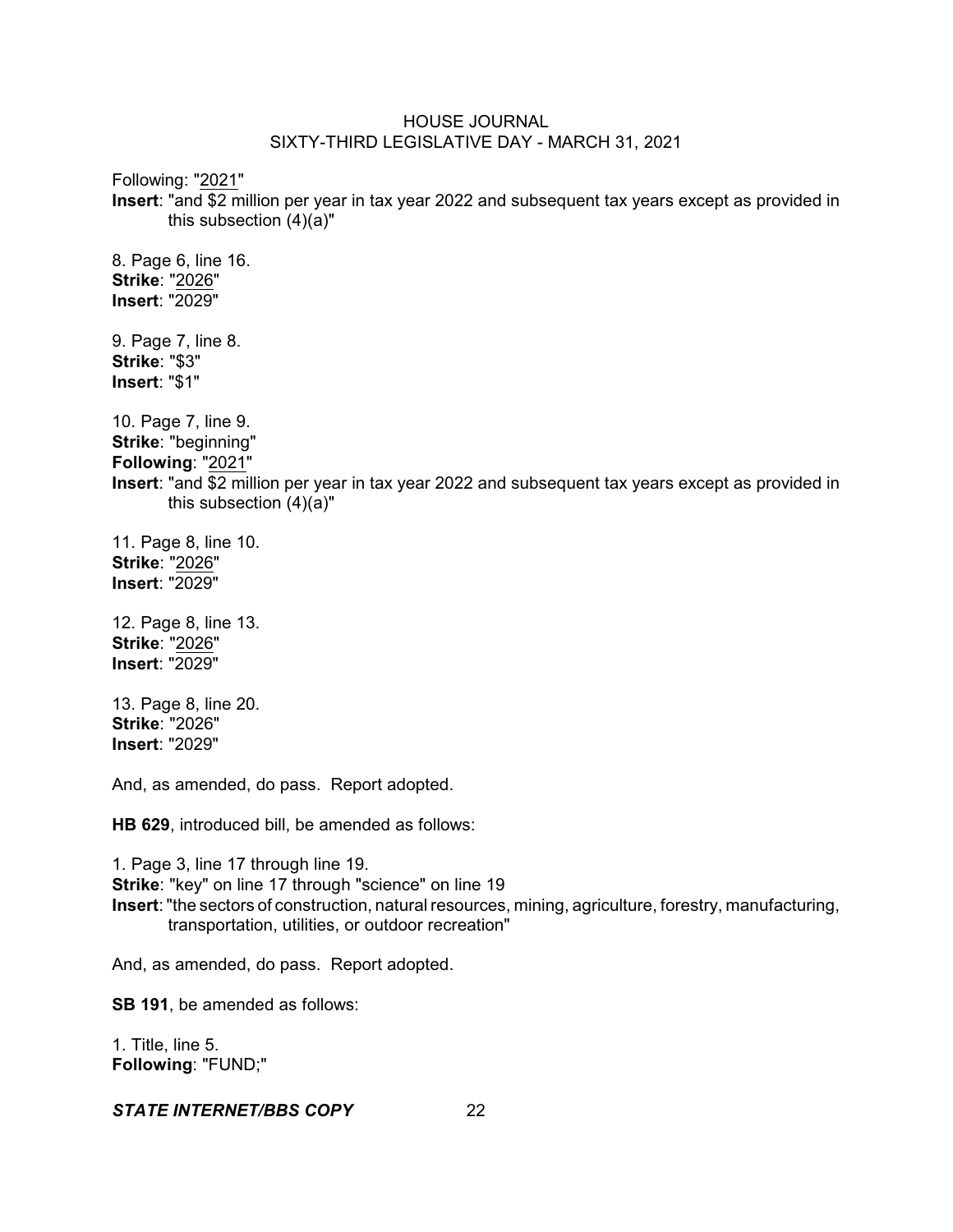Following: "2021"

**Insert**: "and $2 million per year in tax year 2022 and subsequent tax years except as provided in this subsection (4)(a)"

8. Page 6, line 16.

**Strike**: "2026"

**Insert**: "2029"

9. Page 7, line 8.

**Strike**: "$3"

**Insert**: "$1"

10. Page 7, line 9.

**Strike**: "beginning"

**Following**: "2021"

**Insert**: "and $2 million per year in tax year 2022 and subsequent tax years except as provided in this subsection (4)(a)"

11. Page 8, line 10.

**Strike**: "2026"

**Insert**: "2029"

12. Page 8, line 13.

**Strike**: "2026"

**Insert**: "2029"

13. Page 8, line 20.

**Strike**: "2026"

**Insert**: "2029"

And, as amended, do pass. Report adopted.

**HB 629**, introduced bill, be amended as follows:

1. Page 3, line 17 through line 19.

**Strike**: "key" on line 17 through "science" on line 19

**Insert**: "the sectors of construction, natural resources, mining, agriculture, forestry, manufacturing, transportation, utilities, or outdoor recreation"

And, as amended, do pass. Report adopted.

**SB 191**, be amended as follows:

1. Title, line 5.

**Following**: "FUND;"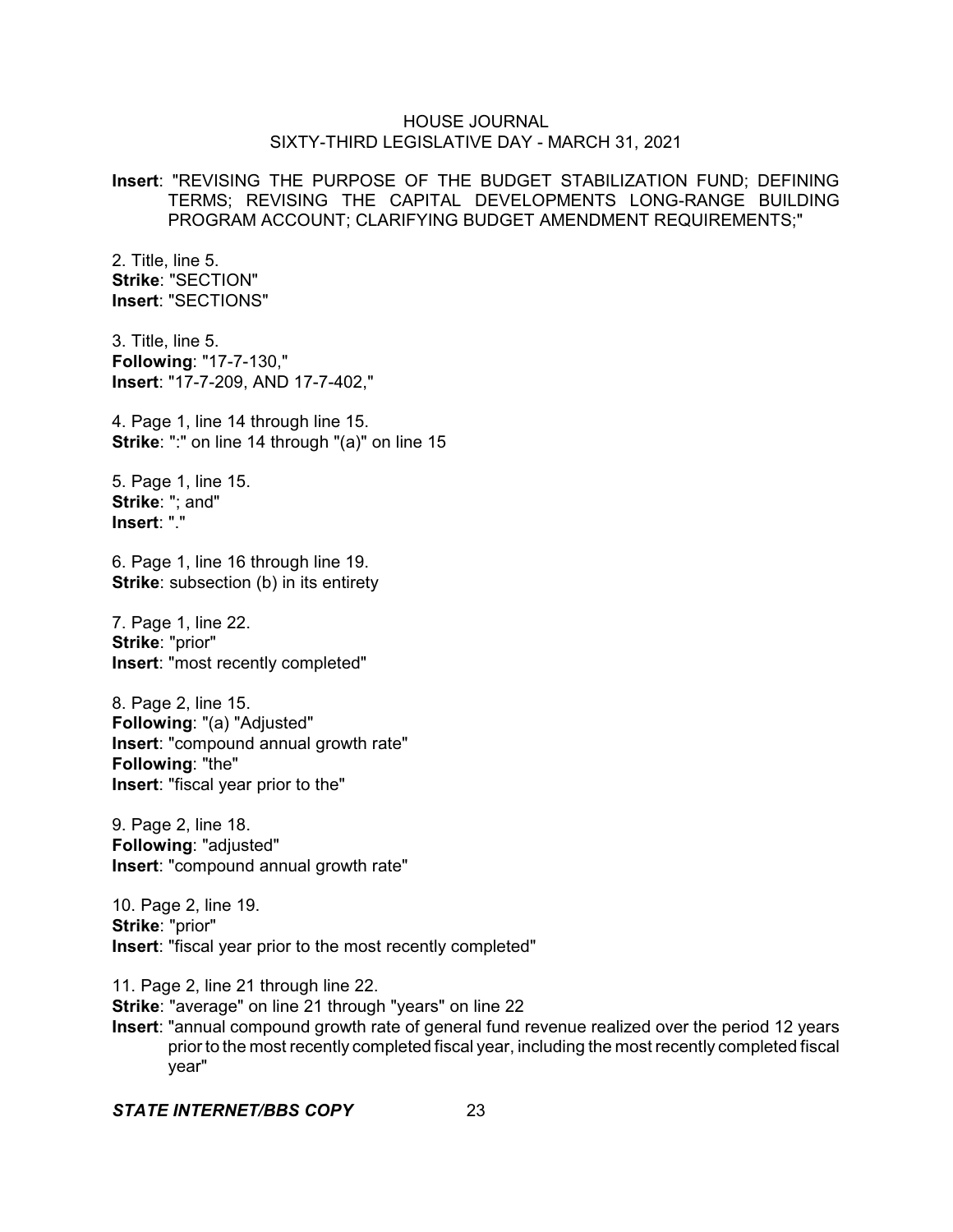**Insert**: "REVISING THE PURPOSE OF THE BUDGET STABILIZATION FUND; DEFINING TERMS; REVISING THE CAPITAL DEVELOPMENTS LONG-RANGE BUILDING PROGRAM ACCOUNT; CLARIFYING BUDGET AMENDMENT REQUIREMENTS;"

2. Title, line 5.
**Strike**: "SECTION"
**Insert**: "SECTIONS"

3. Title, line 5.
**Following**: "17-7-130,"
**Insert**: "17-7-209, AND 17-7-402,"

4. Page 1, line 14 through line 15.
**Strike**: ":" on line 14 through "(a)" on line 15

5. Page 1, line 15.
**Strike**: "; and"
**Insert**: "."

6. Page 1, line 16 through line 19.
**Strike**: subsection (b) in its entirety

7. Page 1, line 22.
**Strike**: "prior"
**Insert**: "most recently completed"

8. Page 2, line 15.
**Following**: "(a) "Adjusted"
**Insert**: "compound annual growth rate"
**Following**: "the"
**Insert**: "fiscal year prior to the"

9. Page 2, line 18.
**Following**: "adjusted"
**Insert**: "compound annual growth rate"

10. Page 2, line 19.
**Strike**: "prior"
**Insert**: "fiscal year prior to the most recently completed"

11. Page 2, line 21 through line 22.
**Strike**: "average" on line 21 through "years" on line 22
**Insert**: "annual compound growth rate of general fund revenue realized over the period 12 years prior to the most recently completed fiscal year, including the most recently completed fiscal year"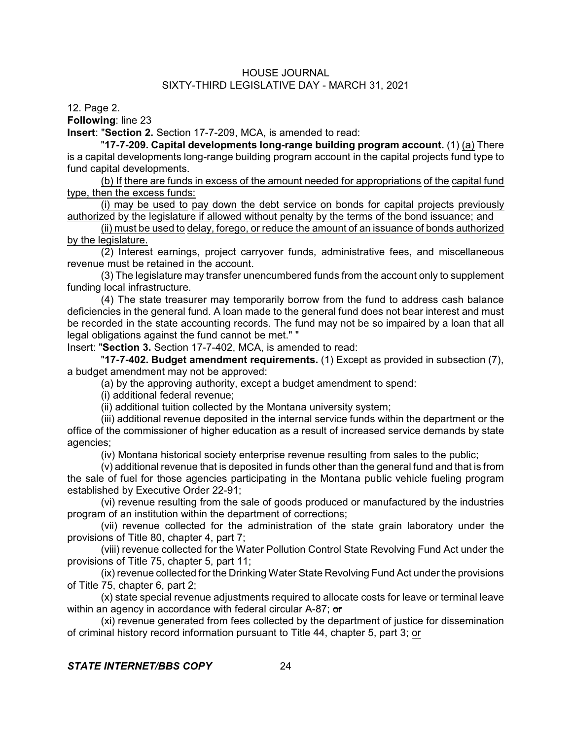12. Page 2.

**Following**: line 23

**Insert**: "**Section 2.** Section 17-7-209, MCA, is amended to read:

"**17-7-209. Capital developments long-range building program account.** (1) <u>(a)</u> There is a capital developments long-range building program account in the capital projects fund type to fund capital developments.

<u>(b) If there are funds in excess of the amount needed for appropriations of the capital fund type, then the excess funds:</u>

<u>(i) may be used to pay down the debt service on bonds for capital projects previously authorized by the legislature if allowed without penalty by the terms of the bond issuance; and</u>

<u>(ii) must be used to delay, forego, or reduce the amount of an issuance of bonds authorized by the legislature.</u>

(2) Interest earnings, project carryover funds, administrative fees, and miscellaneous revenue must be retained in the account.

(3) The legislature may transfer unencumbered funds from the account only to supplement funding local infrastructure.

(4) The state treasurer may temporarily borrow from the fund to address cash balance deficiencies in the general fund. A loan made to the general fund does not bear interest and must be recorded in the state accounting records. The fund may not be so impaired by a loan that all legal obligations against the fund cannot be met." "

Insert: "**Section 3.** Section 17-7-402, MCA, is amended to read:

"**17-7-402. Budget amendment requirements.** (1) Except as provided in subsection (7), a budget amendment may not be approved:

(a) by the approving authority, except a budget amendment to spend:

(i) additional federal revenue;

(ii) additional tuition collected by the Montana university system;

(iii) additional revenue deposited in the internal service funds within the department or the office of the commissioner of higher education as a result of increased service demands by state agencies;

(iv) Montana historical society enterprise revenue resulting from sales to the public;

(v) additional revenue that is deposited in funds other than the general fund and that is from the sale of fuel for those agencies participating in the Montana public vehicle fueling program established by Executive Order 22-91;

(vi) revenue resulting from the sale of goods produced or manufactured by the industries program of an institution within the department of corrections;

(vii) revenue collected for the administration of the state grain laboratory under the provisions of Title 80, chapter 4, part 7;

(viii) revenue collected for the Water Pollution Control State Revolving Fund Act under the provisions of Title 75, chapter 5, part 11;

(ix) revenue collected for the Drinking Water State Revolving Fund Act under the provisions of Title 75, chapter 6, part 2;

(x) state special revenue adjustments required to allocate costs for leave or terminal leave within an agency in accordance with federal circular A-87; ~~or~~

(xi) revenue generated from fees collected by the department of justice for dissemination of criminal history record information pursuant to Title 44, chapter 5, part 3; <u>or</u>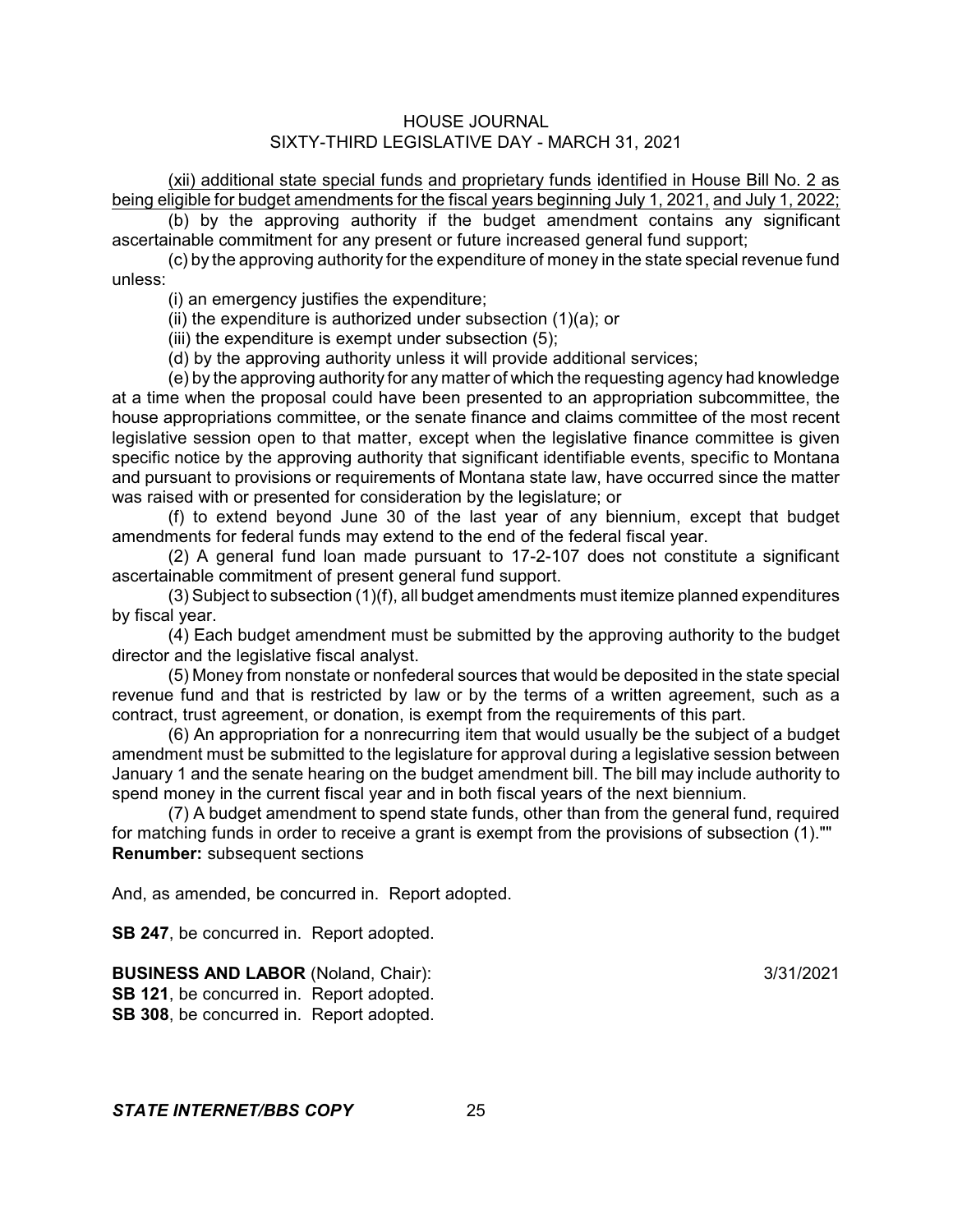(xii) additional state special funds and proprietary funds identified in House Bill No. 2 as being eligible for budget amendments for the fiscal years beginning July 1, 2021, and July 1, 2022;

(b) by the approving authority if the budget amendment contains any significant ascertainable commitment for any present or future increased general fund support;

(c) by the approving authority for the expenditure of money in the state special revenue fund unless:

(i) an emergency justifies the expenditure;

(ii) the expenditure is authorized under subsection (1)(a); or

(iii) the expenditure is exempt under subsection (5);

(d) by the approving authority unless it will provide additional services;

(e) by the approving authority for any matter of which the requesting agency had knowledge at a time when the proposal could have been presented to an appropriation subcommittee, the house appropriations committee, or the senate finance and claims committee of the most recent legislative session open to that matter, except when the legislative finance committee is given specific notice by the approving authority that significant identifiable events, specific to Montana and pursuant to provisions or requirements of Montana state law, have occurred since the matter was raised with or presented for consideration by the legislature; or

(f) to extend beyond June 30 of the last year of any biennium, except that budget amendments for federal funds may extend to the end of the federal fiscal year.

(2) A general fund loan made pursuant to 17-2-107 does not constitute a significant ascertainable commitment of present general fund support.

(3) Subject to subsection (1)(f), all budget amendments must itemize planned expenditures by fiscal year.

(4) Each budget amendment must be submitted by the approving authority to the budget director and the legislative fiscal analyst.

(5) Money from nonstate or nonfederal sources that would be deposited in the state special revenue fund and that is restricted by law or by the terms of a written agreement, such as a contract, trust agreement, or donation, is exempt from the requirements of this part.

(6) An appropriation for a nonrecurring item that would usually be the subject of a budget amendment must be submitted to the legislature for approval during a legislative session between January 1 and the senate hearing on the budget amendment bill. The bill may include authority to spend money in the current fiscal year and in both fiscal years of the next biennium.

(7) A budget amendment to spend state funds, other than from the general fund, required for matching funds in order to receive a grant is exempt from the provisions of subsection (1).""
**Renumber:** subsequent sections

And, as amended, be concurred in. Report adopted.

**SB 247**, be concurred in. Report adopted.

**BUSINESS AND LABOR** (Noland, Chair): 3/31/2021
**SB 121**, be concurred in. Report adopted.
**SB 308**, be concurred in. Report adopted.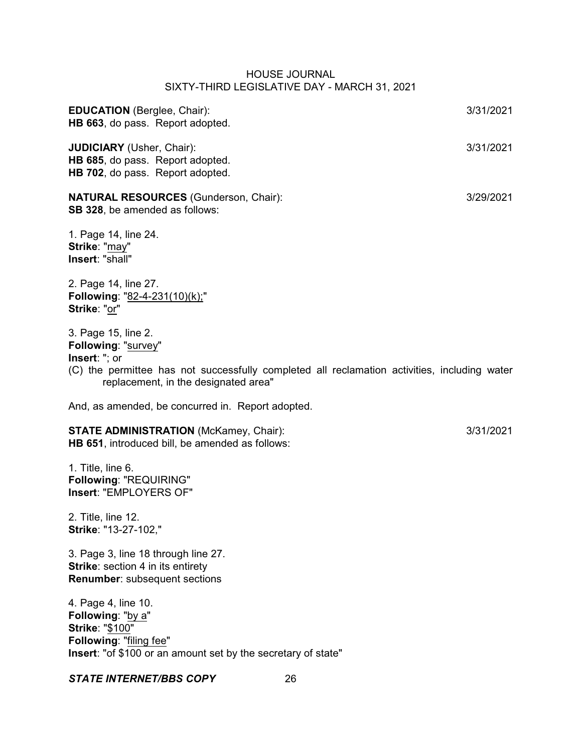**EDUCATION** (Berglee, Chair): 3/31/2021
**HB 663**, do pass. Report adopted.

**JUDICIARY** (Usher, Chair): 3/31/2021
**HB 685**, do pass. Report adopted.
**HB 702**, do pass. Report adopted.

**NATURAL RESOURCES** (Gunderson, Chair): 3/29/2021
**SB 328**, be amended as follows:

1. Page 14, line 24.
**Strike**: "may"
**Insert**: "shall"

2. Page 14, line 27.
**Following**: "82-4-231(10)(k);"
**Strike**: "or"

3. Page 15, line 2.
**Following**: "survey"
**Insert**: "; or
(C) the permittee has not successfully completed all reclamation activities, including water replacement, in the designated area"

And, as amended, be concurred in. Report adopted.

**STATE ADMINISTRATION** (McKamey, Chair): 3/31/2021
**HB 651**, introduced bill, be amended as follows:

1. Title, line 6.
**Following**: "REQUIRING"
**Insert**: "EMPLOYERS OF"

2. Title, line 12.
**Strike**: "13-27-102,"

3. Page 3, line 18 through line 27.
**Strike**: section 4 in its entirety
**Renumber**: subsequent sections

4. Page 4, line 10.
**Following**: "by a"
**Strike**: "$100"
**Following**: "filing fee"
**Insert**: "of $100 or an amount set by the secretary of state"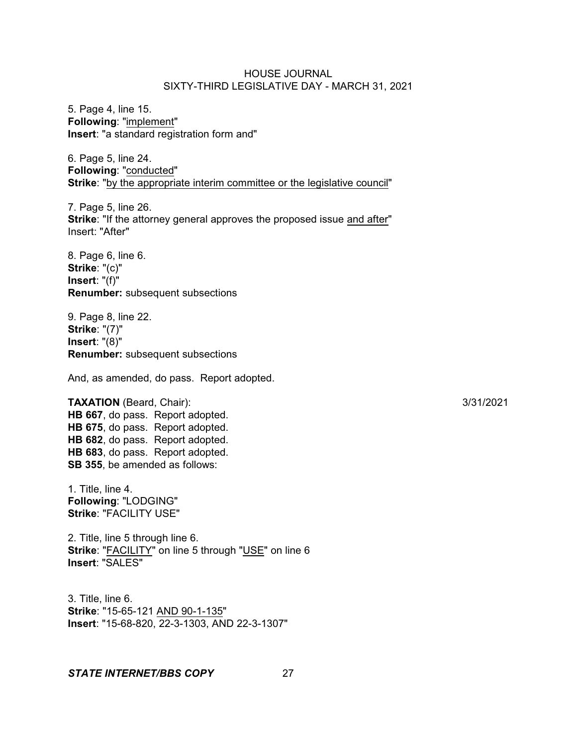5. Page 4, line 15.
**Following**: "implement"
**Insert**: "a standard registration form and"

6. Page 5, line 24.
**Following**: "conducted"
**Strike**: "by the appropriate interim committee or the legislative council"

7. Page 5, line 26.
**Strike**: "If the attorney general approves the proposed issue and after"
Insert: "After"

8. Page 6, line 6.
**Strike**: "(c)"
**Insert**: "(f)"
**Renumber:** subsequent subsections

9. Page 8, line 22.
**Strike**: "(7)"
**Insert**: "(8)"
**Renumber:** subsequent subsections

And, as amended, do pass. Report adopted.

**TAXATION** (Beard, Chair): 3/31/2021
**HB 667**, do pass. Report adopted.
**HB 675**, do pass. Report adopted.
**HB 682**, do pass. Report adopted.
**HB 683**, do pass. Report adopted.
**SB 355**, be amended as follows:

1. Title, line 4.
**Following**: "LODGING"
**Strike**: "FACILITY USE"

2. Title, line 5 through line 6.
**Strike**: "FACILITY" on line 5 through "USE" on line 6
**Insert**: "SALES"

3. Title, line 6.
**Strike**: "15-65-121 AND 90-1-135"
**Insert**: "15-68-820, 22-3-1303, AND 22-3-1307"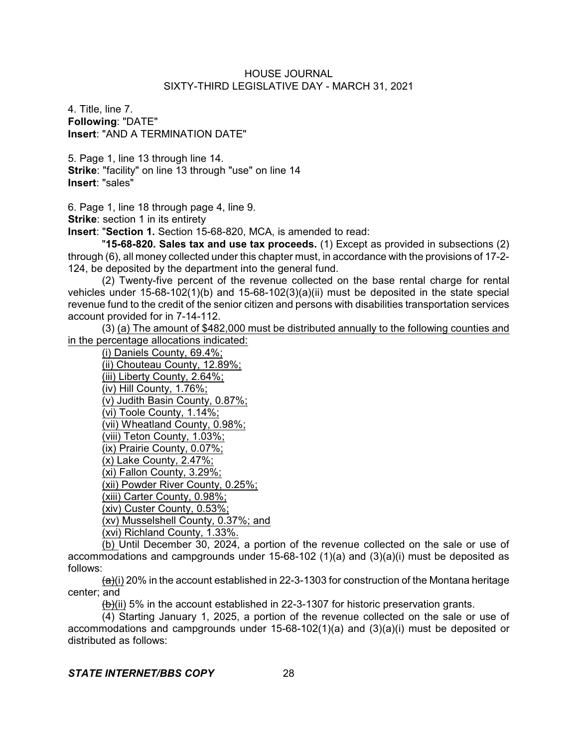4. Title, line 7.
**Following**: "DATE"
**Insert**: "AND A TERMINATION DATE"

5. Page 1, line 13 through line 14.
**Strike**: "facility" on line 13 through "use" on line 14
**Insert**: "sales"

6. Page 1, line 18 through page 4, line 9.
**Strike**: section 1 in its entirety
**Insert**: "**Section 1.** Section 15-68-820, MCA, is amended to read:

"**15-68-820. Sales tax and use tax proceeds.** (1) Except as provided in subsections (2) through (6), all money collected under this chapter must, in accordance with the provisions of 17-2-124, be deposited by the department into the general fund.

(2) Twenty-five percent of the revenue collected on the base rental charge for rental vehicles under 15-68-102(1)(b) and 15-68-102(3)(a)(ii) must be deposited in the state special revenue fund to the credit of the senior citizen and persons with disabilities transportation services account provided for in 7-14-112.

(3) <u>(a) The amount of $482,000 must be distributed annually to the following counties and in the percentage allocations indicated:</u>

<u>(i) Daniels County, 69.4%;</u>

<u>(ii) Chouteau County, 12.89%;</u>

<u>(iii) Liberty County, 2.64%;</u>

<u>(iv) Hill County, 1.76%;</u>

<u>(v) Judith Basin County, 0.87%;</u>

<u>(vi) Toole County, 1.14%;</u>

<u>(vii) Wheatland County, 0.98%;</u>

<u>(viii) Teton County, 1.03%;</u>

<u>(ix) Prairie County, 0.07%;</u>

<u>(x) Lake County, 2.47%;</u>

<u>(xi) Fallon County, 3.29%;</u>

<u>(xii) Powder River County, 0.25%;</u>

<u>(xiii) Carter County, 0.98%;</u>

<u>(xiv) Custer County, 0.53%;</u>

<u>(xv) Musselshell County, 0.37%; and</u>

<u>(xvi) Richland County, 1.33%.</u>

<u>(b)</u> Until December 30, 2024, a portion of the revenue collected on the sale or use of accommodations and campgrounds under 15-68-102 (1)(a) and (3)(a)(i) must be deposited as follows:

~~(a)~~<u>(i)</u> 20% in the account established in 22-3-1303 for construction of the Montana heritage center; and

~~(b)~~<u>(ii)</u> 5% in the account established in 22-3-1307 for historic preservation grants.

(4) Starting January 1, 2025, a portion of the revenue collected on the sale or use of accommodations and campgrounds under 15-68-102(1)(a) and (3)(a)(i) must be deposited or distributed as follows: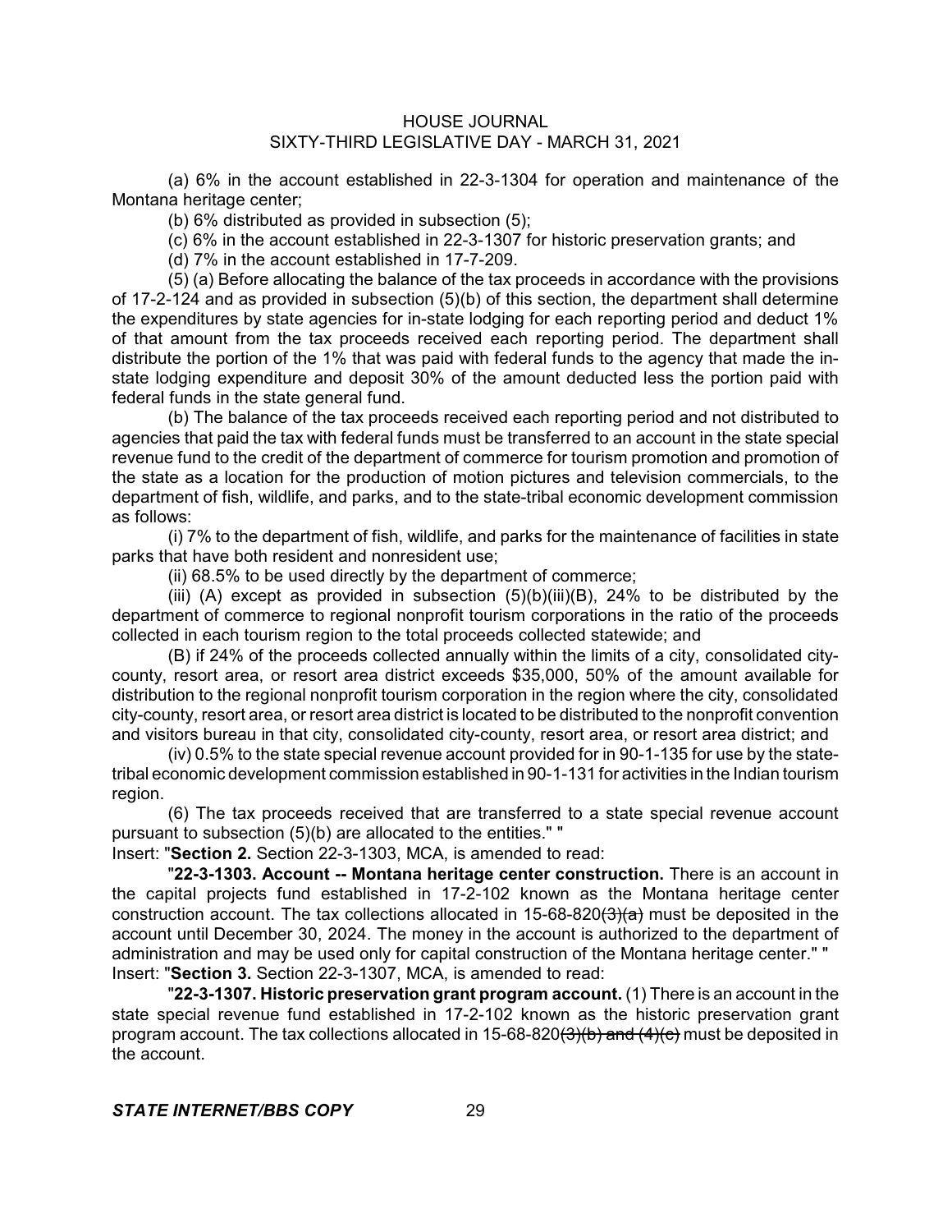(a) 6% in the account established in 22-3-1304 for operation and maintenance of the Montana heritage center;

(b) 6% distributed as provided in subsection (5);

(c) 6% in the account established in 22-3-1307 for historic preservation grants; and

(d) 7% in the account established in 17-7-209.

(5) (a) Before allocating the balance of the tax proceeds in accordance with the provisions of 17-2-124 and as provided in subsection (5)(b) of this section, the department shall determine the expenditures by state agencies for in-state lodging for each reporting period and deduct 1% of that amount from the tax proceeds received each reporting period. The department shall distribute the portion of the 1% that was paid with federal funds to the agency that made the in-state lodging expenditure and deposit 30% of the amount deducted less the portion paid with federal funds in the state general fund.

(b) The balance of the tax proceeds received each reporting period and not distributed to agencies that paid the tax with federal funds must be transferred to an account in the state special revenue fund to the credit of the department of commerce for tourism promotion and promotion of the state as a location for the production of motion pictures and television commercials, to the department of fish, wildlife, and parks, and to the state-tribal economic development commission as follows:

(i) 7% to the department of fish, wildlife, and parks for the maintenance of facilities in state parks that have both resident and nonresident use;

(ii) 68.5% to be used directly by the department of commerce;

(iii) (A) except as provided in subsection (5)(b)(iii)(B), 24% to be distributed by the department of commerce to regional nonprofit tourism corporations in the ratio of the proceeds collected in each tourism region to the total proceeds collected statewide; and

(B) if 24% of the proceeds collected annually within the limits of a city, consolidated city-county, resort area, or resort area district exceeds $35,000, 50% of the amount available for distribution to the regional nonprofit tourism corporation in the region where the city, consolidated city-county, resort area, or resort area district is located to be distributed to the nonprofit convention and visitors bureau in that city, consolidated city-county, resort area, or resort area district; and

(iv) 0.5% to the state special revenue account provided for in 90-1-135 for use by the state-tribal economic development commission established in 90-1-131 for activities in the Indian tourism region.

(6) The tax proceeds received that are transferred to a state special revenue account pursuant to subsection (5)(b) are allocated to the entities." "

Insert: "**Section 2.** Section 22-3-1303, MCA, is amended to read:

"**22-3-1303. Account -- Montana heritage center construction.** There is an account in the capital projects fund established in 17-2-102 known as the Montana heritage center construction account. The tax collections allocated in 15-68-820~~(3)(a)~~ must be deposited in the account until December 30, 2024. The money in the account is authorized to the department of administration and may be used only for capital construction of the Montana heritage center." "

Insert: "**Section 3.** Section 22-3-1307, MCA, is amended to read:

"**22-3-1307. Historic preservation grant program account.** (1) There is an account in the state special revenue fund established in 17-2-102 known as the historic preservation grant program account. The tax collections allocated in 15-68-820~~(3)(b) and (4)(c)~~ must be deposited in the account.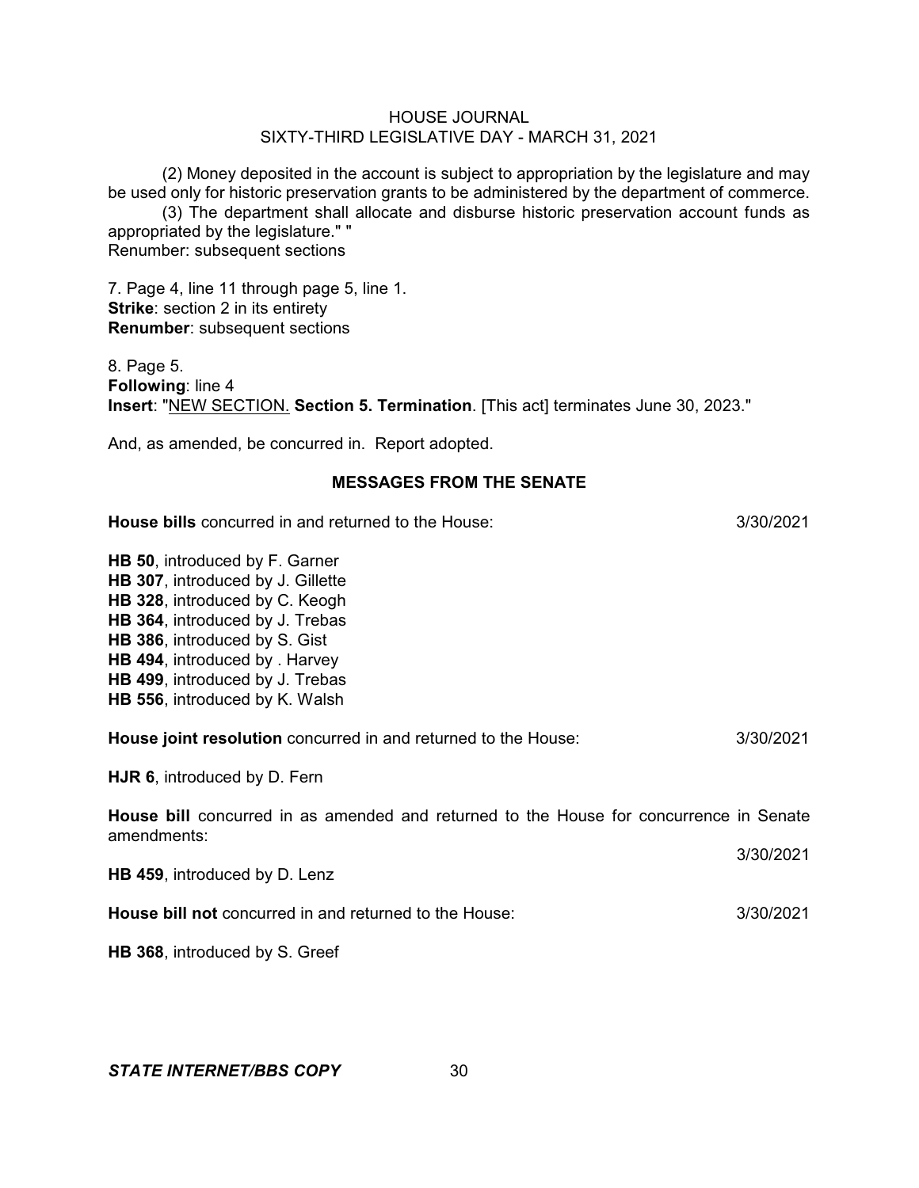(2) Money deposited in the account is subject to appropriation by the legislature and may be used only for historic preservation grants to be administered by the department of commerce.

(3) The department shall allocate and disburse historic preservation account funds as appropriated by the legislature." "
Renumber: subsequent sections

7. Page 4, line 11 through page 5, line 1.
**Strike**: section 2 in its entirety
**Renumber**: subsequent sections

8. Page 5.
**Following**: line 4
**Insert**: "NEW SECTION. **Section 5. Termination**. [This act] terminates June 30, 2023."

And, as amended, be concurred in. Report adopted.

## MESSAGES FROM THE SENATE

**House bills** concurred in and returned to the House: 3/30/2021

**HB 50**, introduced by F. Garner
**HB 307**, introduced by J. Gillette
**HB 328**, introduced by C. Keogh
**HB 364**, introduced by J. Trebas
**HB 386**, introduced by S. Gist
**HB 494**, introduced by . Harvey
**HB 499**, introduced by J. Trebas
**HB 556**, introduced by K. Walsh

**House joint resolution** concurred in and returned to the House: 3/30/2021

**HJR 6**, introduced by D. Fern

**House bill** concurred in as amended and returned to the House for concurrence in Senate amendments: 3/30/2021

**HB 459**, introduced by D. Lenz

**House bill not** concurred in and returned to the House: 3/30/2021

**HB 368**, introduced by S. Greef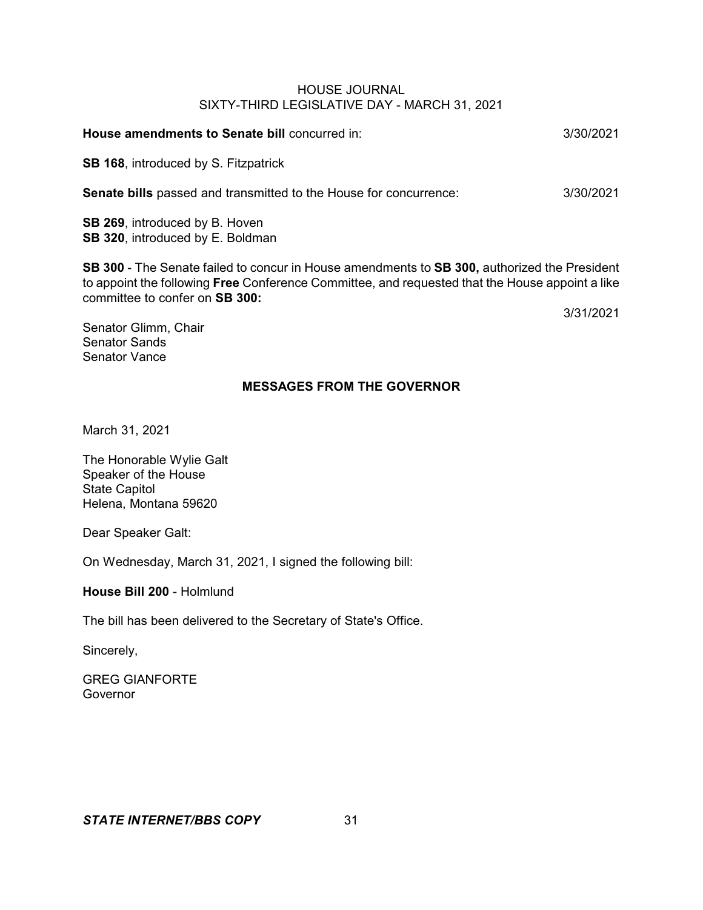**House amendments to Senate bill** concurred in: 3/30/2021

**SB 168**, introduced by S. Fitzpatrick

**Senate bills** passed and transmitted to the House for concurrence: 3/30/2021

**SB 269**, introduced by B. Hoven
**SB 320**, introduced by E. Boldman

**SB 300** - The Senate failed to concur in House amendments to **SB 300,** authorized the President to appoint the following **Free** Conference Committee, and requested that the House appoint a like committee to confer on **SB 300:**

3/31/2021

Senator Glimm, Chair
Senator Sands
Senator Vance

## MESSAGES FROM THE GOVERNOR

March 31, 2021

The Honorable Wylie Galt
Speaker of the House
State Capitol
Helena, Montana 59620

Dear Speaker Galt:

On Wednesday, March 31, 2021, I signed the following bill:

**House Bill 200** - Holmlund

The bill has been delivered to the Secretary of State's Office.

Sincerely,

GREG GIANFORTE
Governor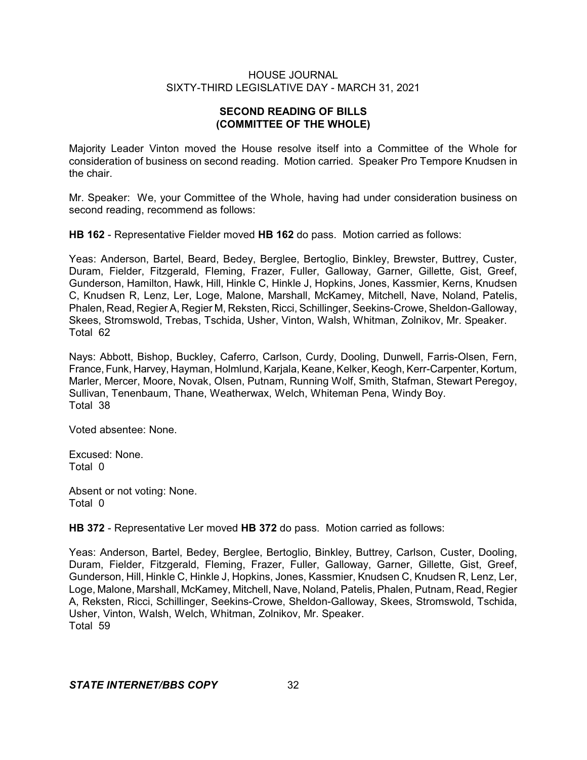## SECOND READING OF BILLS (COMMITTEE OF THE WHOLE)

Majority Leader Vinton moved the House resolve itself into a Committee of the Whole for consideration of business on second reading. Motion carried. Speaker Pro Tempore Knudsen in the chair.

Mr. Speaker: We, your Committee of the Whole, having had under consideration business on second reading, recommend as follows:

**HB 162** - Representative Fielder moved **HB 162** do pass. Motion carried as follows:

Yeas: Anderson, Bartel, Beard, Bedey, Berglee, Bertoglio, Binkley, Brewster, Buttrey, Custer, Duram, Fielder, Fitzgerald, Fleming, Frazer, Fuller, Galloway, Garner, Gillette, Gist, Greef, Gunderson, Hamilton, Hawk, Hill, Hinkle C, Hinkle J, Hopkins, Jones, Kassmier, Kerns, Knudsen C, Knudsen R, Lenz, Ler, Loge, Malone, Marshall, McKamey, Mitchell, Nave, Noland, Patelis, Phalen, Read, Regier A, Regier M, Reksten, Ricci, Schillinger, Seekins-Crowe, Sheldon-Galloway, Skees, Stromswold, Trebas, Tschida, Usher, Vinton, Walsh, Whitman, Zolnikov, Mr. Speaker.
Total 62

Nays: Abbott, Bishop, Buckley, Caferro, Carlson, Curdy, Dooling, Dunwell, Farris-Olsen, Fern, France, Funk, Harvey, Hayman, Holmlund, Karjala, Keane, Kelker, Keogh, Kerr-Carpenter, Kortum, Marler, Mercer, Moore, Novak, Olsen, Putnam, Running Wolf, Smith, Stafman, Stewart Peregoy, Sullivan, Tenenbaum, Thane, Weatherwax, Welch, Whiteman Pena, Windy Boy.
Total 38

Voted absentee: None.

Excused: None.
Total 0

Absent or not voting: None.
Total 0

**HB 372** - Representative Ler moved **HB 372** do pass. Motion carried as follows:

Yeas: Anderson, Bartel, Bedey, Berglee, Bertoglio, Binkley, Buttrey, Carlson, Custer, Dooling, Duram, Fielder, Fitzgerald, Fleming, Frazer, Fuller, Galloway, Garner, Gillette, Gist, Greef, Gunderson, Hill, Hinkle C, Hinkle J, Hopkins, Jones, Kassmier, Knudsen C, Knudsen R, Lenz, Ler, Loge, Malone, Marshall, McKamey, Mitchell, Nave, Noland, Patelis, Phalen, Putnam, Read, Regier A, Reksten, Ricci, Schillinger, Seekins-Crowe, Sheldon-Galloway, Skees, Stromswold, Tschida, Usher, Vinton, Walsh, Welch, Whitman, Zolnikov, Mr. Speaker.
Total 59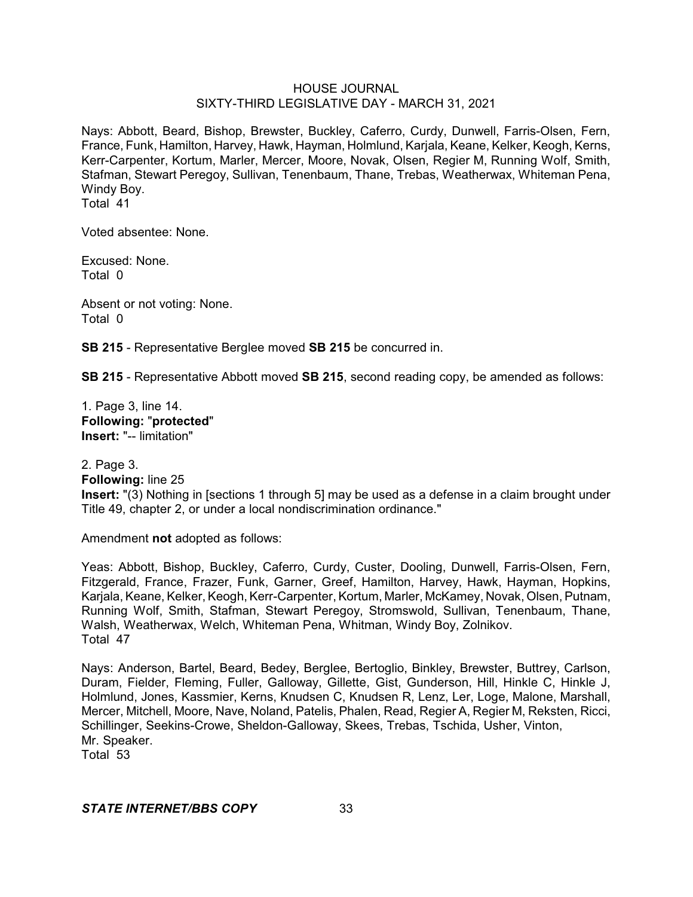Nays: Abbott, Beard, Bishop, Brewster, Buckley, Caferro, Curdy, Dunwell, Farris-Olsen, Fern, France, Funk, Hamilton, Harvey, Hawk, Hayman, Holmlund, Karjala, Keane, Kelker, Keogh, Kerns, Kerr-Carpenter, Kortum, Marler, Mercer, Moore, Novak, Olsen, Regier M, Running Wolf, Smith, Stafman, Stewart Peregoy, Sullivan, Tenenbaum, Thane, Trebas, Weatherwax, Whiteman Pena, Windy Boy.
Total 41

Voted absentee: None.

Excused: None.
Total 0

Absent or not voting: None.
Total 0

**SB 215** - Representative Berglee moved **SB 215** be concurred in.

**SB 215** - Representative Abbott moved **SB 215**, second reading copy, be amended as follows:

1. Page 3, line 14.
**Following:** "**protected**"
**Insert:** "-- limitation"

2. Page 3.
**Following:** line 25
**Insert:** "(3) Nothing in [sections 1 through 5] may be used as a defense in a claim brought under Title 49, chapter 2, or under a local nondiscrimination ordinance."

Amendment **not** adopted as follows:

Yeas: Abbott, Bishop, Buckley, Caferro, Curdy, Custer, Dooling, Dunwell, Farris-Olsen, Fern, Fitzgerald, France, Frazer, Funk, Garner, Greef, Hamilton, Harvey, Hawk, Hayman, Hopkins, Karjala, Keane, Kelker, Keogh, Kerr-Carpenter, Kortum, Marler, McKamey, Novak, Olsen, Putnam, Running Wolf, Smith, Stafman, Stewart Peregoy, Stromswold, Sullivan, Tenenbaum, Thane, Walsh, Weatherwax, Welch, Whiteman Pena, Whitman, Windy Boy, Zolnikov.
Total 47

Nays: Anderson, Bartel, Beard, Bedey, Berglee, Bertoglio, Binkley, Brewster, Buttrey, Carlson, Duram, Fielder, Fleming, Fuller, Galloway, Gillette, Gist, Gunderson, Hill, Hinkle C, Hinkle J, Holmlund, Jones, Kassmier, Kerns, Knudsen C, Knudsen R, Lenz, Ler, Loge, Malone, Marshall, Mercer, Mitchell, Moore, Nave, Noland, Patelis, Phalen, Read, Regier A, Regier M, Reksten, Ricci, Schillinger, Seekins-Crowe, Sheldon-Galloway, Skees, Trebas, Tschida, Usher, Vinton, Mr. Speaker.
Total 53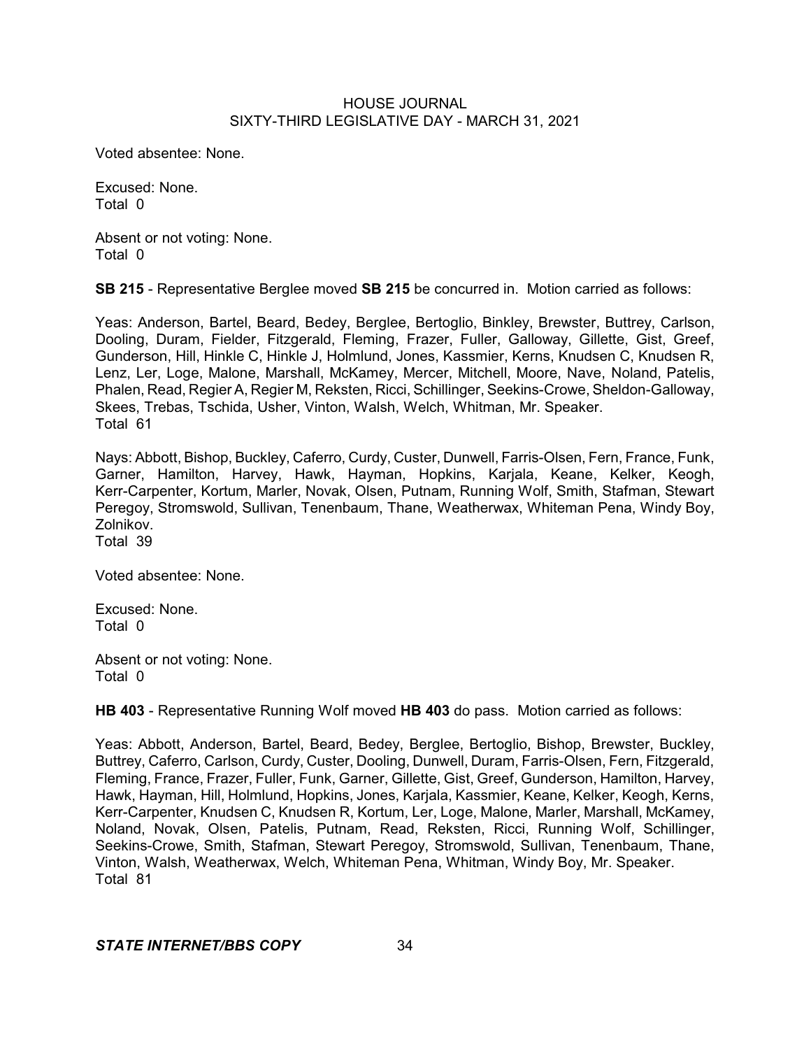Voted absentee: None.

Excused: None.
Total 0

Absent or not voting: None.
Total 0

**SB 215** - Representative Berglee moved **SB 215** be concurred in. Motion carried as follows:

Yeas: Anderson, Bartel, Beard, Bedey, Berglee, Bertoglio, Binkley, Brewster, Buttrey, Carlson, Dooling, Duram, Fielder, Fitzgerald, Fleming, Frazer, Fuller, Galloway, Gillette, Gist, Greef, Gunderson, Hill, Hinkle C, Hinkle J, Holmlund, Jones, Kassmier, Kerns, Knudsen C, Knudsen R, Lenz, Ler, Loge, Malone, Marshall, McKamey, Mercer, Mitchell, Moore, Nave, Noland, Patelis, Phalen, Read, Regier A, Regier M, Reksten, Ricci, Schillinger, Seekins-Crowe, Sheldon-Galloway, Skees, Trebas, Tschida, Usher, Vinton, Walsh, Welch, Whitman, Mr. Speaker.
Total 61

Nays: Abbott, Bishop, Buckley, Caferro, Curdy, Custer, Dunwell, Farris-Olsen, Fern, France, Funk, Garner, Hamilton, Harvey, Hawk, Hayman, Hopkins, Karjala, Keane, Kelker, Keogh, Kerr-Carpenter, Kortum, Marler, Novak, Olsen, Putnam, Running Wolf, Smith, Stafman, Stewart Peregoy, Stromswold, Sullivan, Tenenbaum, Thane, Weatherwax, Whiteman Pena, Windy Boy, Zolnikov.
Total 39

Voted absentee: None.

Excused: None.
Total 0

Absent or not voting: None.
Total 0

**HB 403** - Representative Running Wolf moved **HB 403** do pass. Motion carried as follows:

Yeas: Abbott, Anderson, Bartel, Beard, Bedey, Berglee, Bertoglio, Bishop, Brewster, Buckley, Buttrey, Caferro, Carlson, Curdy, Custer, Dooling, Dunwell, Duram, Farris-Olsen, Fern, Fitzgerald, Fleming, France, Frazer, Fuller, Funk, Garner, Gillette, Gist, Greef, Gunderson, Hamilton, Harvey, Hawk, Hayman, Hill, Holmlund, Hopkins, Jones, Karjala, Kassmier, Keane, Kelker, Keogh, Kerns, Kerr-Carpenter, Knudsen C, Knudsen R, Kortum, Ler, Loge, Malone, Marler, Marshall, McKamey, Noland, Novak, Olsen, Patelis, Putnam, Read, Reksten, Ricci, Running Wolf, Schillinger, Seekins-Crowe, Smith, Stafman, Stewart Peregoy, Stromswold, Sullivan, Tenenbaum, Thane, Vinton, Walsh, Weatherwax, Welch, Whiteman Pena, Whitman, Windy Boy, Mr. Speaker.
Total 81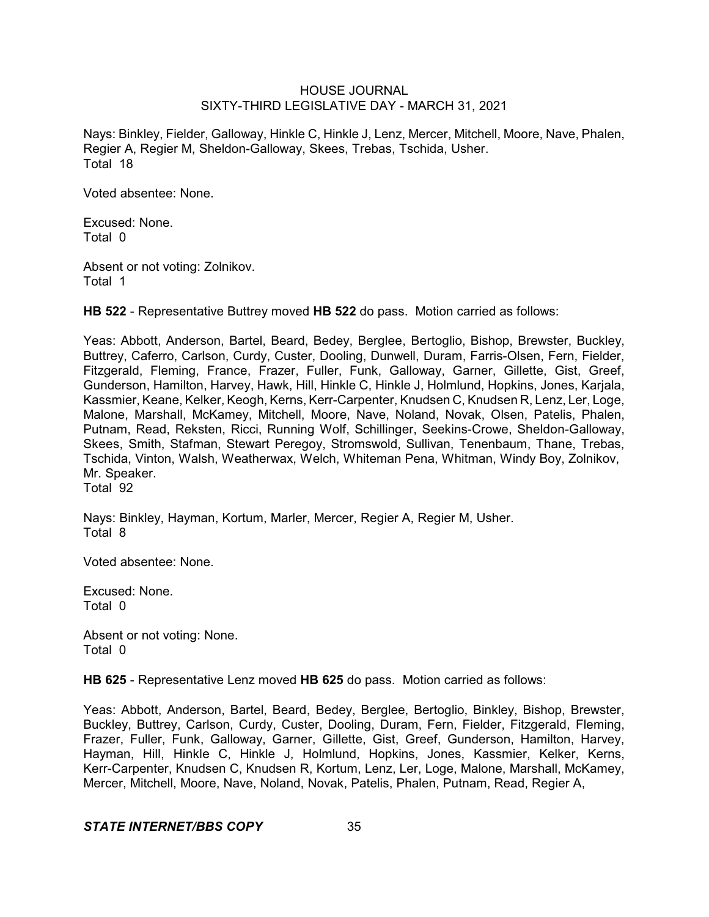Nays: Binkley, Fielder, Galloway, Hinkle C, Hinkle J, Lenz, Mercer, Mitchell, Moore, Nave, Phalen, Regier A, Regier M, Sheldon-Galloway, Skees, Trebas, Tschida, Usher.
Total 18

Voted absentee: None.

Excused: None.
Total 0

Absent or not voting: Zolnikov.
Total 1

**HB 522** - Representative Buttrey moved **HB 522** do pass. Motion carried as follows:

Yeas: Abbott, Anderson, Bartel, Beard, Bedey, Berglee, Bertoglio, Bishop, Brewster, Buckley, Buttrey, Caferro, Carlson, Curdy, Custer, Dooling, Dunwell, Duram, Farris-Olsen, Fern, Fielder, Fitzgerald, Fleming, France, Frazer, Fuller, Funk, Galloway, Garner, Gillette, Gist, Greef, Gunderson, Hamilton, Harvey, Hawk, Hill, Hinkle C, Hinkle J, Holmlund, Hopkins, Jones, Karjala, Kassmier, Keane, Kelker, Keogh, Kerns, Kerr-Carpenter, Knudsen C, Knudsen R, Lenz, Ler, Loge, Malone, Marshall, McKamey, Mitchell, Moore, Nave, Noland, Novak, Olsen, Patelis, Phalen, Putnam, Read, Reksten, Ricci, Running Wolf, Schillinger, Seekins-Crowe, Sheldon-Galloway, Skees, Smith, Stafman, Stewart Peregoy, Stromswold, Sullivan, Tenenbaum, Thane, Trebas, Tschida, Vinton, Walsh, Weatherwax, Welch, Whiteman Pena, Whitman, Windy Boy, Zolnikov, Mr. Speaker.
Total 92

Nays: Binkley, Hayman, Kortum, Marler, Mercer, Regier A, Regier M, Usher.
Total 8

Voted absentee: None.

Excused: None.
Total 0

Absent or not voting: None.
Total 0

**HB 625** - Representative Lenz moved **HB 625** do pass. Motion carried as follows:

Yeas: Abbott, Anderson, Bartel, Beard, Bedey, Berglee, Bertoglio, Binkley, Bishop, Brewster, Buckley, Buttrey, Carlson, Curdy, Custer, Dooling, Duram, Fern, Fielder, Fitzgerald, Fleming, Frazer, Fuller, Funk, Galloway, Garner, Gillette, Gist, Greef, Gunderson, Hamilton, Harvey, Hayman, Hill, Hinkle C, Hinkle J, Holmlund, Hopkins, Jones, Kassmier, Kelker, Kerns, Kerr-Carpenter, Knudsen C, Knudsen R, Kortum, Lenz, Ler, Loge, Malone, Marshall, McKamey, Mercer, Mitchell, Moore, Nave, Noland, Novak, Patelis, Phalen, Putnam, Read, Regier A,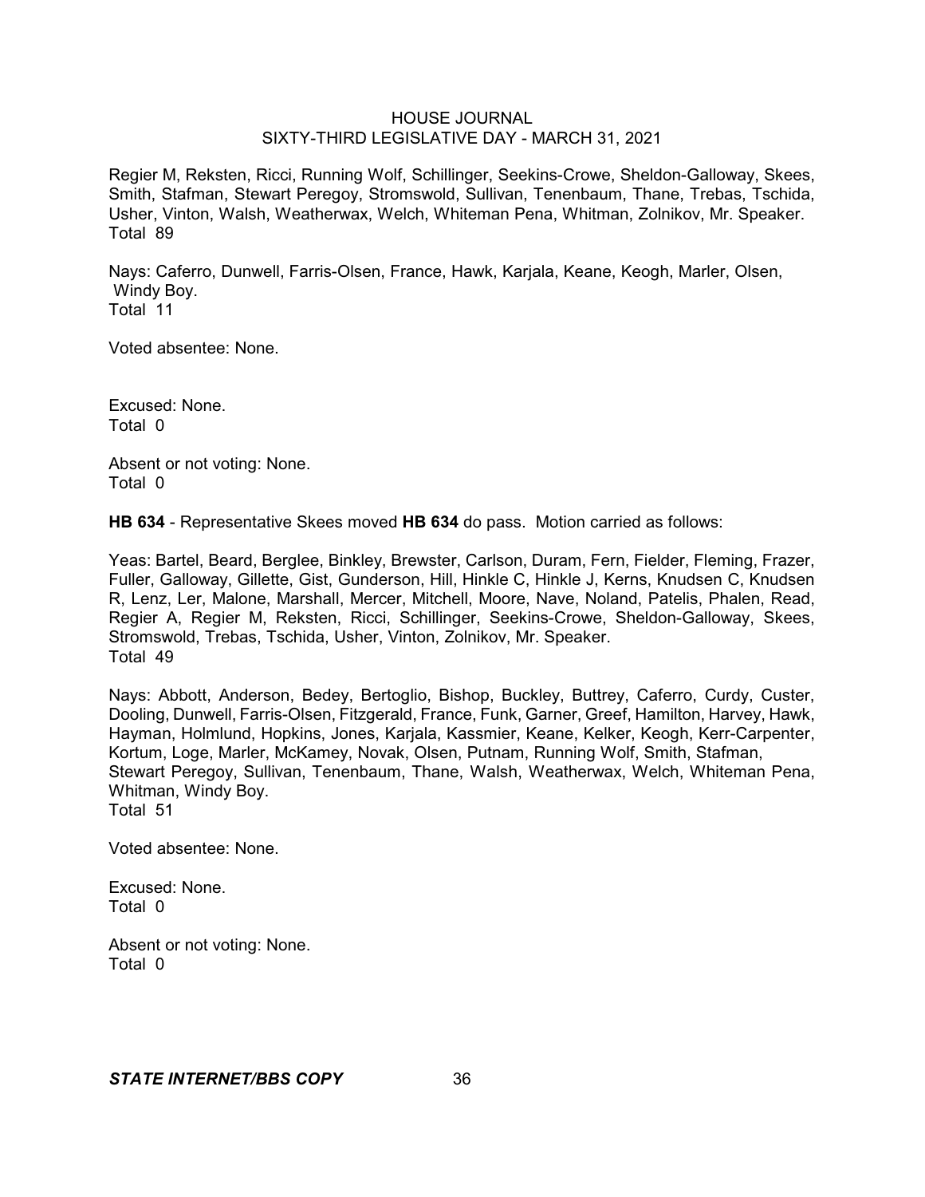Regier M, Reksten, Ricci, Running Wolf, Schillinger, Seekins-Crowe, Sheldon-Galloway, Skees, Smith, Stafman, Stewart Peregoy, Stromswold, Sullivan, Tenenbaum, Thane, Trebas, Tschida, Usher, Vinton, Walsh, Weatherwax, Welch, Whiteman Pena, Whitman, Zolnikov, Mr. Speaker.
Total 89

Nays: Caferro, Dunwell, Farris-Olsen, France, Hawk, Karjala, Keane, Keogh, Marler, Olsen, Windy Boy.
Total 11

Voted absentee: None.

Excused: None.
Total 0

Absent or not voting: None.
Total 0

**HB 634** - Representative Skees moved **HB 634** do pass. Motion carried as follows:

Yeas: Bartel, Beard, Berglee, Binkley, Brewster, Carlson, Duram, Fern, Fielder, Fleming, Frazer, Fuller, Galloway, Gillette, Gist, Gunderson, Hill, Hinkle C, Hinkle J, Kerns, Knudsen C, Knudsen R, Lenz, Ler, Malone, Marshall, Mercer, Mitchell, Moore, Nave, Noland, Patelis, Phalen, Read, Regier A, Regier M, Reksten, Ricci, Schillinger, Seekins-Crowe, Sheldon-Galloway, Skees, Stromswold, Trebas, Tschida, Usher, Vinton, Zolnikov, Mr. Speaker.
Total 49

Nays: Abbott, Anderson, Bedey, Bertoglio, Bishop, Buckley, Buttrey, Caferro, Curdy, Custer, Dooling, Dunwell, Farris-Olsen, Fitzgerald, France, Funk, Garner, Greef, Hamilton, Harvey, Hawk, Hayman, Holmlund, Hopkins, Jones, Karjala, Kassmier, Keane, Kelker, Keogh, Kerr-Carpenter, Kortum, Loge, Marler, McKamey, Novak, Olsen, Putnam, Running Wolf, Smith, Stafman, Stewart Peregoy, Sullivan, Tenenbaum, Thane, Walsh, Weatherwax, Welch, Whiteman Pena, Whitman, Windy Boy.
Total 51

Voted absentee: None.

Excused: None.
Total 0

Absent or not voting: None.
Total 0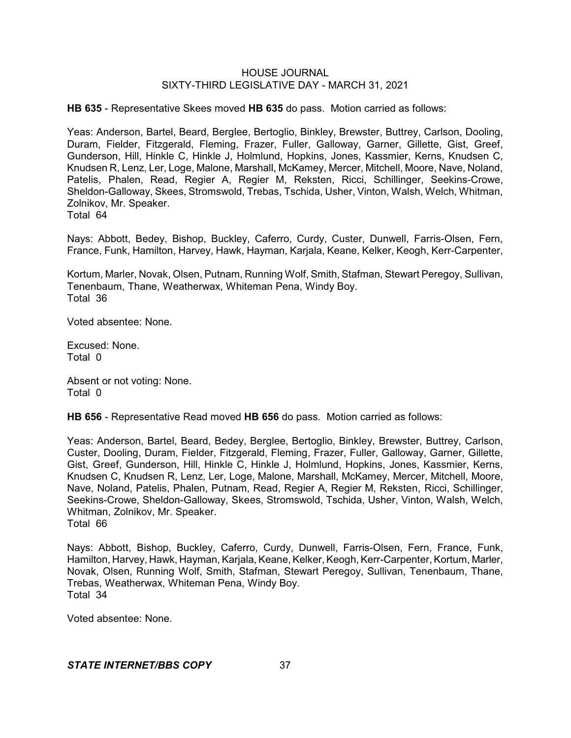**HB 635** - Representative Skees moved **HB 635** do pass. Motion carried as follows:

Yeas: Anderson, Bartel, Beard, Berglee, Bertoglio, Binkley, Brewster, Buttrey, Carlson, Dooling, Duram, Fielder, Fitzgerald, Fleming, Frazer, Fuller, Galloway, Garner, Gillette, Gist, Greef, Gunderson, Hill, Hinkle C, Hinkle J, Holmlund, Hopkins, Jones, Kassmier, Kerns, Knudsen C, Knudsen R, Lenz, Ler, Loge, Malone, Marshall, McKamey, Mercer, Mitchell, Moore, Nave, Noland, Patelis, Phalen, Read, Regier A, Regier M, Reksten, Ricci, Schillinger, Seekins-Crowe, Sheldon-Galloway, Skees, Stromswold, Trebas, Tschida, Usher, Vinton, Walsh, Welch, Whitman, Zolnikov, Mr. Speaker.
Total 64

Nays: Abbott, Bedey, Bishop, Buckley, Caferro, Curdy, Custer, Dunwell, Farris-Olsen, Fern, France, Funk, Hamilton, Harvey, Hawk, Hayman, Karjala, Keane, Kelker, Keogh, Kerr-Carpenter, Kortum, Marler, Novak, Olsen, Putnam, Running Wolf, Smith, Stafman, Stewart Peregoy, Sullivan, Tenenbaum, Thane, Weatherwax, Whiteman Pena, Windy Boy.
Total 36

Voted absentee: None.

Excused: None.
Total 0

Absent or not voting: None.
Total 0

**HB 656** - Representative Read moved **HB 656** do pass. Motion carried as follows:

Yeas: Anderson, Bartel, Beard, Bedey, Berglee, Bertoglio, Binkley, Brewster, Buttrey, Carlson, Custer, Dooling, Duram, Fielder, Fitzgerald, Fleming, Frazer, Fuller, Galloway, Garner, Gillette, Gist, Greef, Gunderson, Hill, Hinkle C, Hinkle J, Holmlund, Hopkins, Jones, Kassmier, Kerns, Knudsen C, Knudsen R, Lenz, Ler, Loge, Malone, Marshall, McKamey, Mercer, Mitchell, Moore, Nave, Noland, Patelis, Phalen, Putnam, Read, Regier A, Regier M, Reksten, Ricci, Schillinger, Seekins-Crowe, Sheldon-Galloway, Skees, Stromswold, Tschida, Usher, Vinton, Walsh, Welch, Whitman, Zolnikov, Mr. Speaker.
Total 66

Nays: Abbott, Bishop, Buckley, Caferro, Curdy, Dunwell, Farris-Olsen, Fern, France, Funk, Hamilton, Harvey, Hawk, Hayman, Karjala, Keane, Kelker, Keogh, Kerr-Carpenter, Kortum, Marler, Novak, Olsen, Running Wolf, Smith, Stafman, Stewart Peregoy, Sullivan, Tenenbaum, Thane, Trebas, Weatherwax, Whiteman Pena, Windy Boy.
Total 34

Voted absentee: None.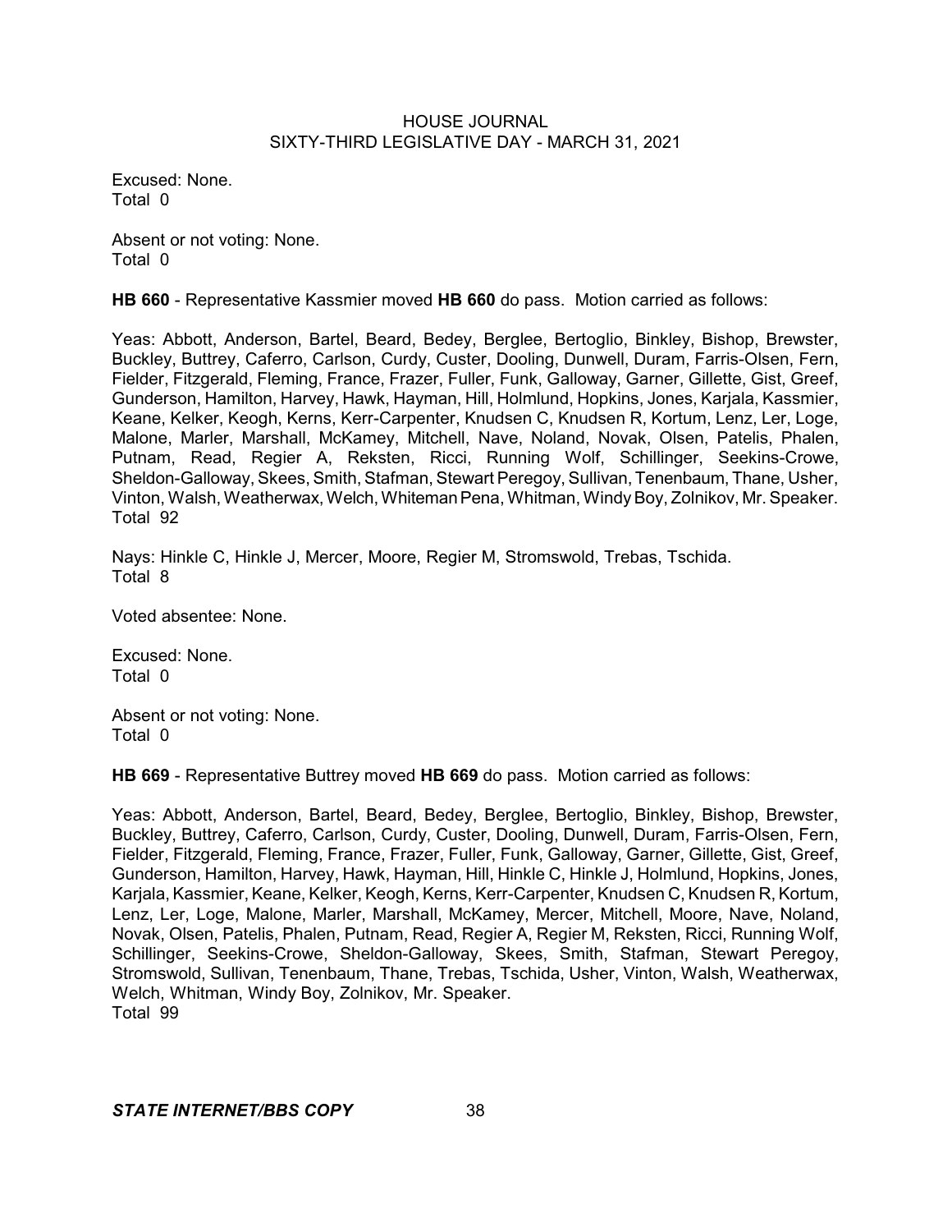Excused: None.
Total 0

Absent or not voting: None.
Total 0

**HB 660** - Representative Kassmier moved **HB 660** do pass. Motion carried as follows:

Yeas: Abbott, Anderson, Bartel, Beard, Bedey, Berglee, Bertoglio, Binkley, Bishop, Brewster, Buckley, Buttrey, Caferro, Carlson, Curdy, Custer, Dooling, Dunwell, Duram, Farris-Olsen, Fern, Fielder, Fitzgerald, Fleming, France, Frazer, Fuller, Funk, Galloway, Garner, Gillette, Gist, Greef, Gunderson, Hamilton, Harvey, Hawk, Hayman, Hill, Holmlund, Hopkins, Jones, Karjala, Kassmier, Keane, Kelker, Keogh, Kerns, Kerr-Carpenter, Knudsen C, Knudsen R, Kortum, Lenz, Ler, Loge, Malone, Marler, Marshall, McKamey, Mitchell, Nave, Noland, Novak, Olsen, Patelis, Phalen, Putnam, Read, Regier A, Reksten, Ricci, Running Wolf, Schillinger, Seekins-Crowe, Sheldon-Galloway, Skees, Smith, Stafman, Stewart Peregoy, Sullivan, Tenenbaum, Thane, Usher, Vinton, Walsh, Weatherwax, Welch, Whiteman Pena, Whitman, Windy Boy, Zolnikov, Mr. Speaker.
Total 92

Nays: Hinkle C, Hinkle J, Mercer, Moore, Regier M, Stromswold, Trebas, Tschida.
Total 8

Voted absentee: None.

Excused: None.
Total 0

Absent or not voting: None.
Total 0

**HB 669** - Representative Buttrey moved **HB 669** do pass. Motion carried as follows:

Yeas: Abbott, Anderson, Bartel, Beard, Bedey, Berglee, Bertoglio, Binkley, Bishop, Brewster, Buckley, Buttrey, Caferro, Carlson, Curdy, Custer, Dooling, Dunwell, Duram, Farris-Olsen, Fern, Fielder, Fitzgerald, Fleming, France, Frazer, Fuller, Funk, Galloway, Garner, Gillette, Gist, Greef, Gunderson, Hamilton, Harvey, Hawk, Hayman, Hill, Hinkle C, Hinkle J, Holmlund, Hopkins, Jones, Karjala, Kassmier, Keane, Kelker, Keogh, Kerns, Kerr-Carpenter, Knudsen C, Knudsen R, Kortum, Lenz, Ler, Loge, Malone, Marler, Marshall, McKamey, Mercer, Mitchell, Moore, Nave, Noland, Novak, Olsen, Patelis, Phalen, Putnam, Read, Regier A, Regier M, Reksten, Ricci, Running Wolf, Schillinger, Seekins-Crowe, Sheldon-Galloway, Skees, Smith, Stafman, Stewart Peregoy, Stromswold, Sullivan, Tenenbaum, Thane, Trebas, Tschida, Usher, Vinton, Walsh, Weatherwax, Welch, Whitman, Windy Boy, Zolnikov, Mr. Speaker.
Total 99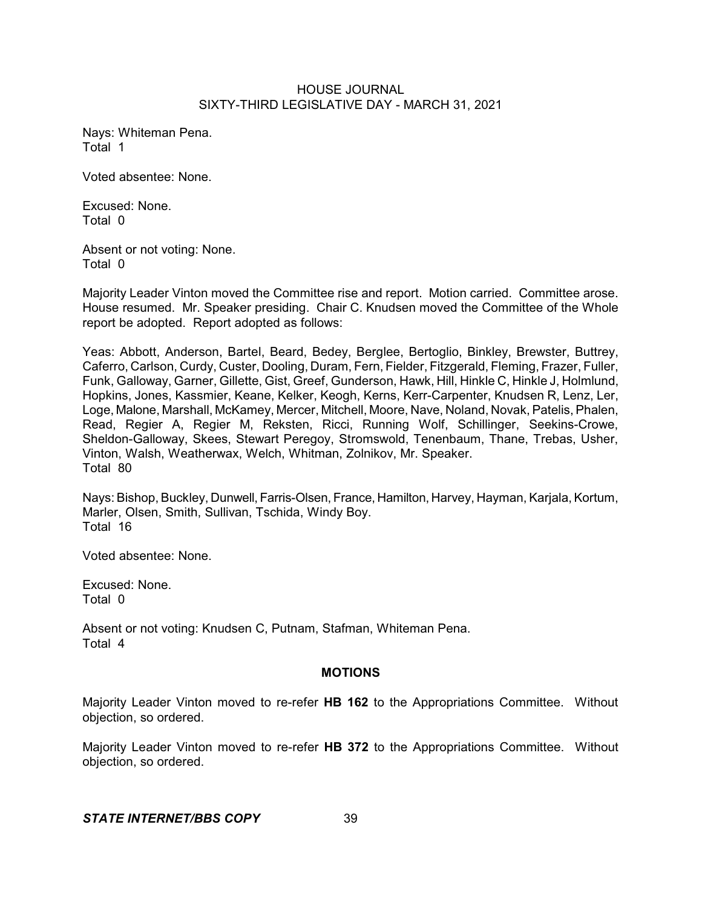Nays: Whiteman Pena.
Total 1

Voted absentee: None.

Excused: None.
Total 0

Absent or not voting: None.
Total 0

Majority Leader Vinton moved the Committee rise and report. Motion carried. Committee arose. House resumed. Mr. Speaker presiding. Chair C. Knudsen moved the Committee of the Whole report be adopted. Report adopted as follows:

Yeas: Abbott, Anderson, Bartel, Beard, Bedey, Berglee, Bertoglio, Binkley, Brewster, Buttrey, Caferro, Carlson, Curdy, Custer, Dooling, Duram, Fern, Fielder, Fitzgerald, Fleming, Frazer, Fuller, Funk, Galloway, Garner, Gillette, Gist, Greef, Gunderson, Hawk, Hill, Hinkle C, Hinkle J, Holmlund, Hopkins, Jones, Kassmier, Keane, Kelker, Keogh, Kerns, Kerr-Carpenter, Knudsen R, Lenz, Ler, Loge, Malone, Marshall, McKamey, Mercer, Mitchell, Moore, Nave, Noland, Novak, Patelis, Phalen, Read, Regier A, Regier M, Reksten, Ricci, Running Wolf, Schillinger, Seekins-Crowe, Sheldon-Galloway, Skees, Stewart Peregoy, Stromswold, Tenenbaum, Thane, Trebas, Usher, Vinton, Walsh, Weatherwax, Welch, Whitman, Zolnikov, Mr. Speaker.
Total 80

Nays: Bishop, Buckley, Dunwell, Farris-Olsen, France, Hamilton, Harvey, Hayman, Karjala, Kortum, Marler, Olsen, Smith, Sullivan, Tschida, Windy Boy.
Total 16

Voted absentee: None.

Excused: None.
Total 0

Absent or not voting: Knudsen C, Putnam, Stafman, Whiteman Pena.
Total 4

## MOTIONS

Majority Leader Vinton moved to re-refer **HB 162** to the Appropriations Committee. Without objection, so ordered.

Majority Leader Vinton moved to re-refer **HB 372** to the Appropriations Committee. Without objection, so ordered.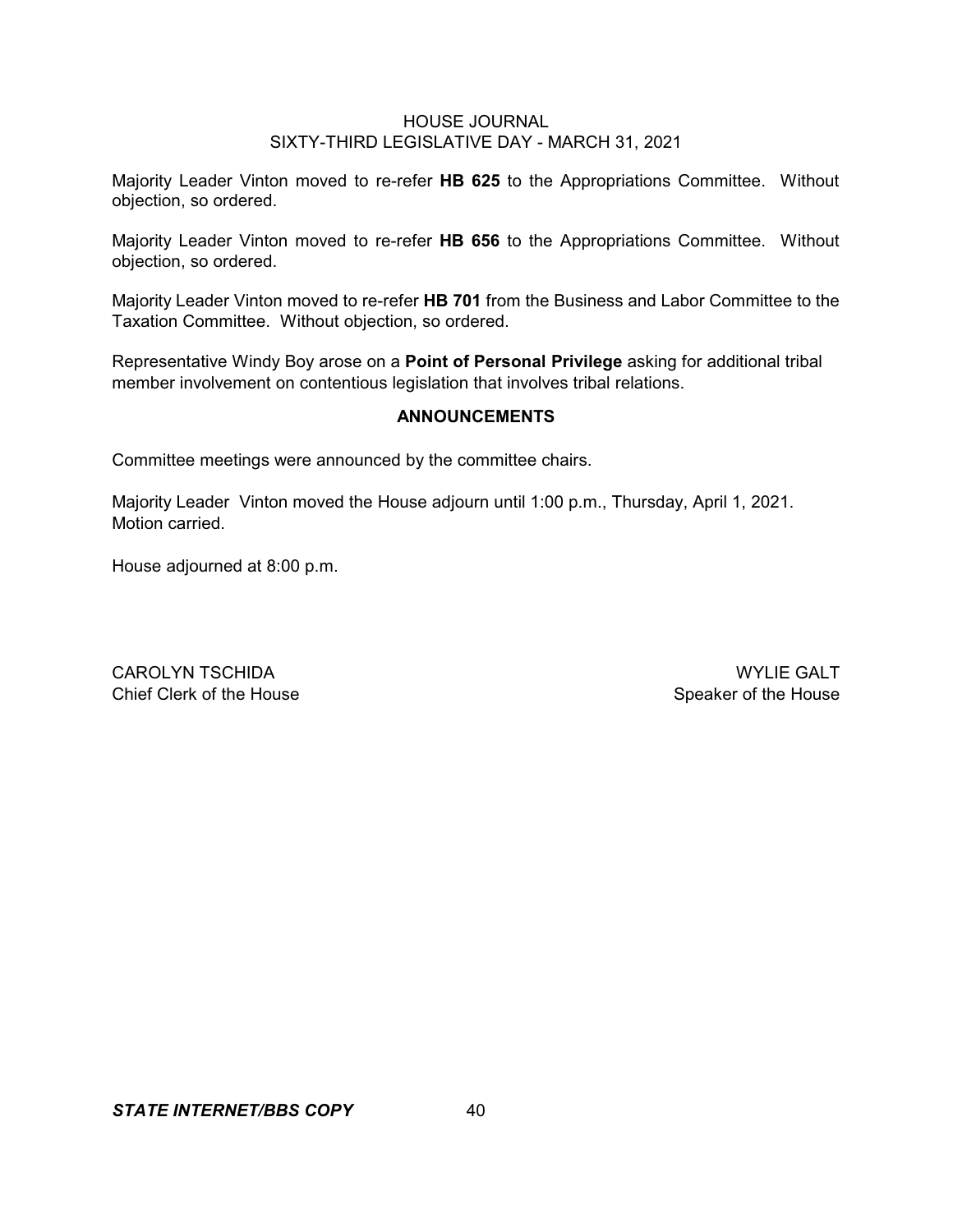Majority Leader Vinton moved to re-refer **HB 625** to the Appropriations Committee. Without objection, so ordered.

Majority Leader Vinton moved to re-refer **HB 656** to the Appropriations Committee. Without objection, so ordered.

Majority Leader Vinton moved to re-refer **HB 701** from the Business and Labor Committee to the Taxation Committee. Without objection, so ordered.

Representative Windy Boy arose on a **Point of Personal Privilege** asking for additional tribal member involvement on contentious legislation that involves tribal relations.

## ANNOUNCEMENTS

Committee meetings were announced by the committee chairs.

Majority Leader Vinton moved the House adjourn until 1:00 p.m., Thursday, April 1, 2021. Motion carried.

House adjourned at 8:00 p.m.

CAROLYN TSCHIDA
Chief Clerk of the House

WYLIE GALT
Speaker of the House